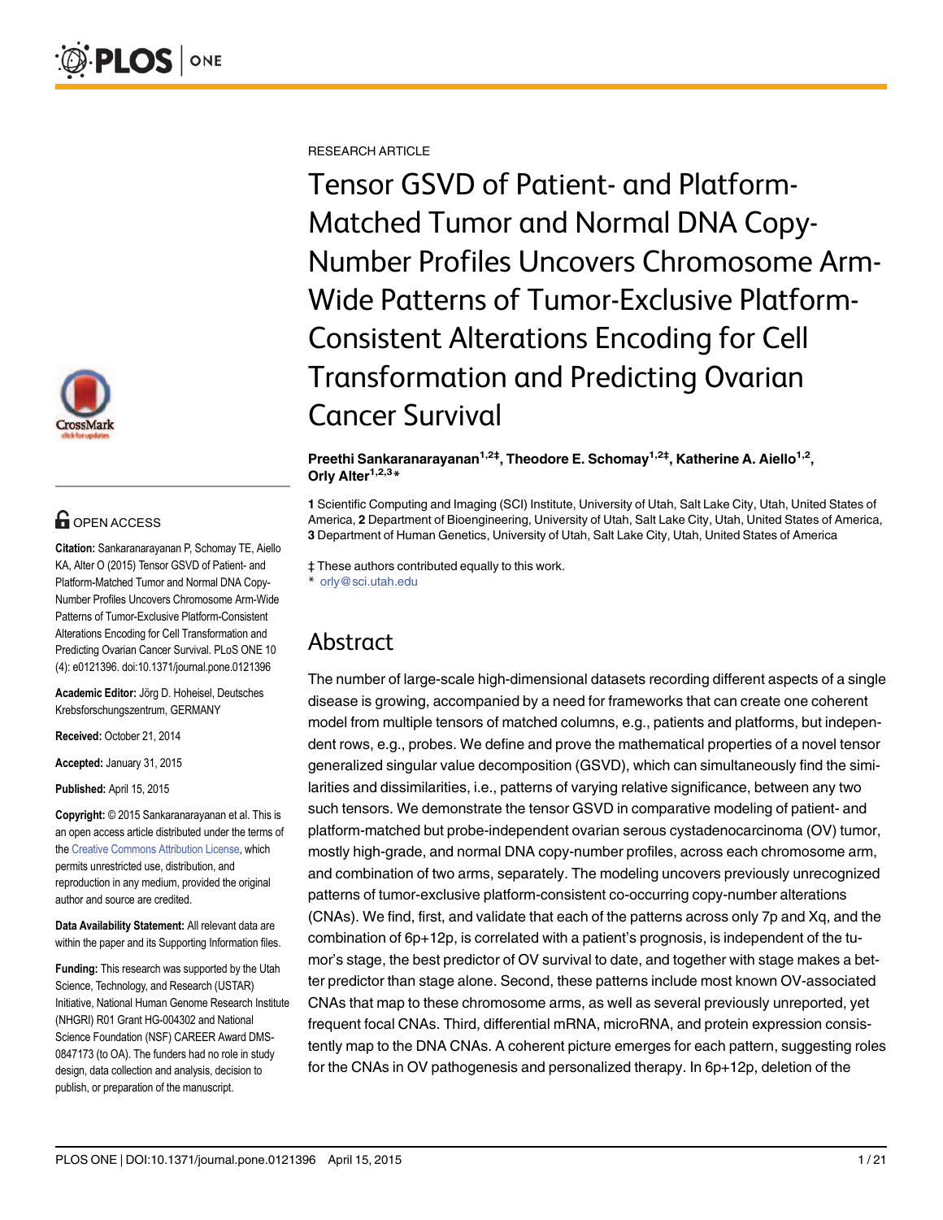RESEARCH ARTICLE

# Tensor GSVD of Patient- and Platform-Matched Tumor and Normal DNA Copy-Number Profiles Uncovers Chromosome Arm-Wide Patterns of Tumor-Exclusive Platform-Consistent Alterations Encoding for Cell Transformation and Predicting Ovarian Cancer Survival

**Preethi Sankaranarayanan[1,2‡], Theodore E. Schomay[1,2‡], Katherine A. Aiello[1,2], Orly Alter[1,2,3]***

**1** Scientific Computing and Imaging (SCI) Institute, University of Utah, Salt Lake City, Utah, United States of America, **2** Department of Bioengineering, University of Utah, Salt Lake City, Utah, United States of America, **3** Department of Human Genetics, University of Utah, Salt Lake City, Utah, United States of America

‡ These authors contributed equally to this work.
* orly@sci.utah.edu

OPEN ACCESS

**Citation:** Sankaranarayanan P, Schomay TE, Aiello KA, Alter O (2015) Tensor GSVD of Patient- and Platform-Matched Tumor and Normal DNA Copy-Number Profiles Uncovers Chromosome Arm-Wide Patterns of Tumor-Exclusive Platform-Consistent Alterations Encoding for Cell Transformation and Predicting Ovarian Cancer Survival. PLoS ONE 10 (4): e0121396. doi:10.1371/journal.pone.0121396

**Academic Editor:** Jörg D. Hoheisel, Deutsches Krebsforschungszentrum, GERMANY

**Received:** October 21, 2014

**Accepted:** January 31, 2015

**Published:** April 15, 2015

**Copyright:** © 2015 Sankaranarayanan et al. This is an open access article distributed under the terms of the Creative Commons Attribution License, which permits unrestricted use, distribution, and reproduction in any medium, provided the original author and source are credited.

**Data Availability Statement:** All relevant data are within the paper and its Supporting Information files.

**Funding:** This research was supported by the Utah Science, Technology, and Research (USTAR) Initiative, National Human Genome Research Institute (NHGRI) R01 Grant HG-004302 and National Science Foundation (NSF) CAREER Award DMS-0847173 (to OA). The funders had no role in study design, data collection and analysis, decision to publish, or preparation of the manuscript.

## Abstract

The number of large-scale high-dimensional datasets recording different aspects of a single disease is growing, accompanied by a need for frameworks that can create one coherent model from multiple tensors of matched columns, e.g., patients and platforms, but independent rows, e.g., probes. We define and prove the mathematical properties of a novel tensor generalized singular value decomposition (GSVD), which can simultaneously find the similarities and dissimilarities, i.e., patterns of varying relative significance, between any two such tensors. We demonstrate the tensor GSVD in comparative modeling of patient- and platform-matched but probe-independent ovarian serous cystadenocarcinoma (OV) tumor, mostly high-grade, and normal DNA copy-number profiles, across each chromosome arm, and combination of two arms, separately. The modeling uncovers previously unrecognized patterns of tumor-exclusive platform-consistent co-occurring copy-number alterations (CNAs). We find, first, and validate that each of the patterns across only 7p and Xq, and the combination of 6p+12p, is correlated with a patient's prognosis, is independent of the tumor's stage, the best predictor of OV survival to date, and together with stage makes a better predictor than stage alone. Second, these patterns include most known OV-associated CNAs that map to these chromosome arms, as well as several previously unreported, yet frequent focal CNAs. Third, differential mRNA, microRNA, and protein expression consistently map to the DNA CNAs. A coherent picture emerges for each pattern, suggesting roles for the CNAs in OV pathogenesis and personalized therapy. In 6p+12p, deletion of the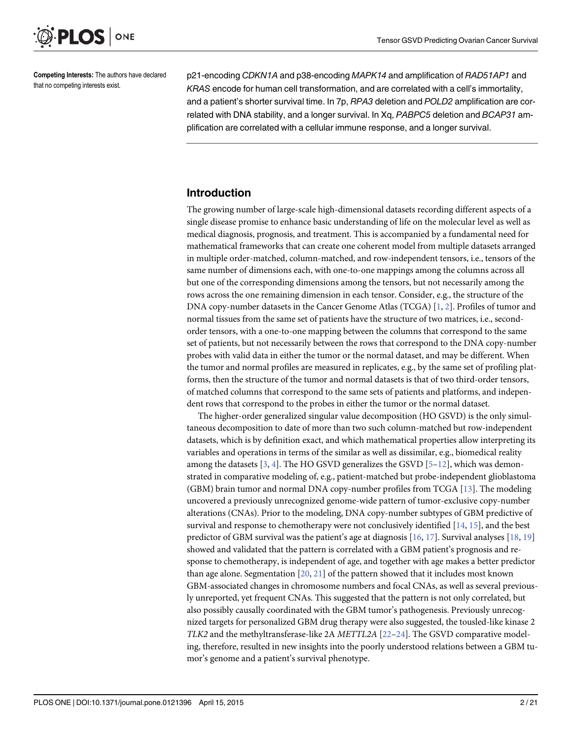Competing Interests: The authors have declared that no competing interests exist.

p21-encoding *CDKN1A* and p38-encoding *MAPK14* and amplification of *RAD51AP1* and *KRAS* encode for human cell transformation, and are correlated with a cell's immortality, and a patient's shorter survival time. In 7p, *RPA3* deletion and *POLD2* amplification are correlated with DNA stability, and a longer survival. In Xq, *PABPC5* deletion and *BCAP31* amplification are correlated with a cellular immune response, and a longer survival.

## Introduction

The growing number of large-scale high-dimensional datasets recording different aspects of a single disease promise to enhance basic understanding of life on the molecular level as well as medical diagnosis, prognosis, and treatment. This is accompanied by a fundamental need for mathematical frameworks that can create one coherent model from multiple datasets arranged in multiple order-matched, column-matched, and row-independent tensors, i.e., tensors of the same number of dimensions each, with one-to-one mappings among the columns across all but one of the corresponding dimensions among the tensors, but not necessarily among the rows across the one remaining dimension in each tensor. Consider, e.g., the structure of the DNA copy-number datasets in the Cancer Genome Atlas (TCGA) [1, 2]. Profiles of tumor and normal tissues from the same set of patients have the structure of two matrices, i.e., second-order tensors, with a one-to-one mapping between the columns that correspond to the same set of patients, but not necessarily between the rows that correspond to the DNA copy-number probes with valid data in either the tumor or the normal dataset, and may be different. When the tumor and normal profiles are measured in replicates, e.g., by the same set of profiling platforms, then the structure of the tumor and normal datasets is that of two third-order tensors, of matched columns that correspond to the same sets of patients and platforms, and independent rows that correspond to the probes in either the tumor or the normal dataset.

The higher-order generalized singular value decomposition (HO GSVD) is the only simultaneous decomposition to date of more than two such column-matched but row-independent datasets, which is by definition exact, and which mathematical properties allow interpreting its variables and operations in terms of the similar as well as dissimilar, e.g., biomedical reality among the datasets [3, 4]. The HO GSVD generalizes the GSVD [5–12], which was demonstrated in comparative modeling of, e.g., patient-matched but probe-independent glioblastoma (GBM) brain tumor and normal DNA copy-number profiles from TCGA [13]. The modeling uncovered a previously unrecognized genome-wide pattern of tumor-exclusive copy-number alterations (CNAs). Prior to the modeling, DNA copy-number subtypes of GBM predictive of survival and response to chemotherapy were not conclusively identified [14, 15], and the best predictor of GBM survival was the patient's age at diagnosis [16, 17]. Survival analyses [18, 19] showed and validated that the pattern is correlated with a GBM patient's prognosis and response to chemotherapy, is independent of age, and together with age makes a better predictor than age alone. Segmentation [20, 21] of the pattern showed that it includes most known GBM-associated changes in chromosome numbers and focal CNAs, as well as several previously unreported, yet frequent CNAs. This suggested that the pattern is not only correlated, but also possibly causally coordinated with the GBM tumor's pathogenesis. Previously unrecognized targets for personalized GBM drug therapy were also suggested, the tousled-like kinase 2 *TLK2* and the methyltransferase-like 2A *METTL2A* [22–24]. The GSVD comparative modeling, therefore, resulted in new insights into the poorly understood relations between a GBM tumor's genome and a patient's survival phenotype.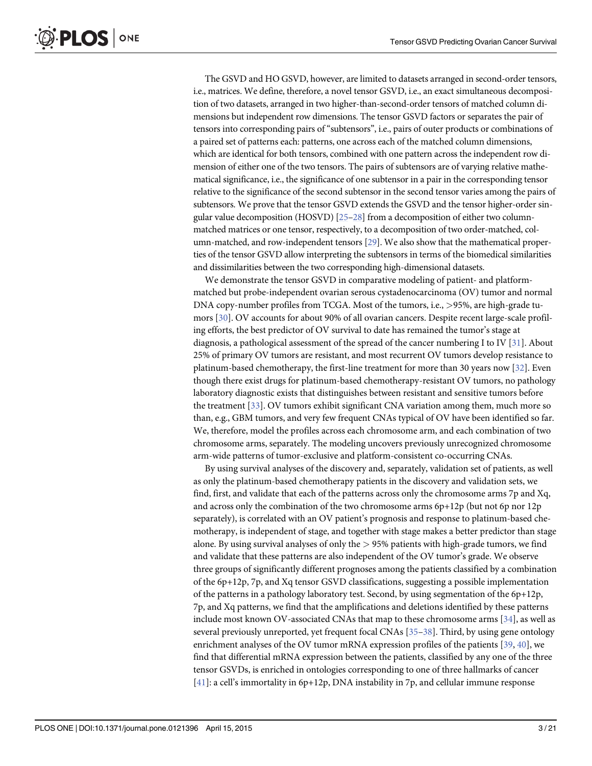The GSVD and HO GSVD, however, are limited to datasets arranged in second-order tensors, i.e., matrices. We define, therefore, a novel tensor GSVD, i.e., an exact simultaneous decomposition of two datasets, arranged in two higher-than-second-order tensors of matched column dimensions but independent row dimensions. The tensor GSVD factors or separates the pair of tensors into corresponding pairs of "subtensors", i.e., pairs of outer products or combinations of a paired set of patterns each: patterns, one across each of the matched column dimensions, which are identical for both tensors, combined with one pattern across the independent row dimension of either one of the two tensors. The pairs of subtensors are of varying relative mathematical significance, i.e., the significance of one subtensor in a pair in the corresponding tensor relative to the significance of the second subtensor in the second tensor varies among the pairs of subtensors. We prove that the tensor GSVD extends the GSVD and the tensor higher-order singular value decomposition (HOSVD) [25–28] from a decomposition of either two column-matched matrices or one tensor, respectively, to a decomposition of two order-matched, column-matched, and row-independent tensors [29]. We also show that the mathematical properties of the tensor GSVD allow interpreting the subtensors in terms of the biomedical similarities and dissimilarities between the two corresponding high-dimensional datasets.

We demonstrate the tensor GSVD in comparative modeling of patient- and platform-matched but probe-independent ovarian serous cystadenocarcinoma (OV) tumor and normal DNA copy-number profiles from TCGA. Most of the tumors, i.e., >95%, are high-grade tumors [30]. OV accounts for about 90% of all ovarian cancers. Despite recent large-scale profiling efforts, the best predictor of OV survival to date has remained the tumor's stage at diagnosis, a pathological assessment of the spread of the cancer numbering I to IV [31]. About 25% of primary OV tumors are resistant, and most recurrent OV tumors develop resistance to platinum-based chemotherapy, the first-line treatment for more than 30 years now [32]. Even though there exist drugs for platinum-based chemotherapy-resistant OV tumors, no pathology laboratory diagnostic exists that distinguishes between resistant and sensitive tumors before the treatment [33]. OV tumors exhibit significant CNA variation among them, much more so than, e.g., GBM tumors, and very few frequent CNAs typical of OV have been identified so far. We, therefore, model the profiles across each chromosome arm, and each combination of two chromosome arms, separately. The modeling uncovers previously unrecognized chromosome arm-wide patterns of tumor-exclusive and platform-consistent co-occurring CNAs.

By using survival analyses of the discovery and, separately, validation set of patients, as well as only the platinum-based chemotherapy patients in the discovery and validation sets, we find, first, and validate that each of the patterns across only the chromosome arms 7p and Xq, and across only the combination of the two chromosome arms 6p+12p (but not 6p nor 12p separately), is correlated with an OV patient's prognosis and response to platinum-based chemotherapy, is independent of stage, and together with stage makes a better predictor than stage alone. By using survival analyses of only the > 95% patients with high-grade tumors, we find and validate that these patterns are also independent of the OV tumor's grade. We observe three groups of significantly different prognoses among the patients classified by a combination of the 6p+12p, 7p, and Xq tensor GSVD classifications, suggesting a possible implementation of the patterns in a pathology laboratory test. Second, by using segmentation of the 6p+12p, 7p, and Xq patterns, we find that the amplifications and deletions identified by these patterns include most known OV-associated CNAs that map to these chromosome arms [34], as well as several previously unreported, yet frequent focal CNAs [35–38]. Third, by using gene ontology enrichment analyses of the OV tumor mRNA expression profiles of the patients [39, 40], we find that differential mRNA expression between the patients, classified by any one of the three tensor GSVDs, is enriched in ontologies corresponding to one of three hallmarks of cancer [41]: a cell's immortality in 6p+12p, DNA instability in 7p, and cellular immune response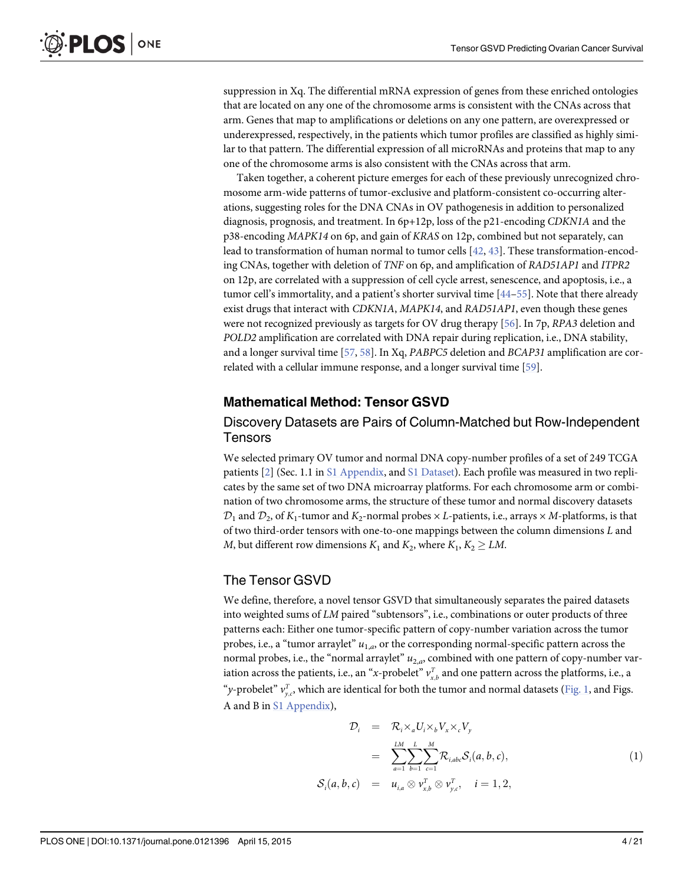suppression in Xq. The differential mRNA expression of genes from these enriched ontologies that are located on any one of the chromosome arms is consistent with the CNAs across that arm. Genes that map to amplifications or deletions on any one pattern, are overexpressed or underexpressed, respectively, in the patients which tumor profiles are classified as highly similar to that pattern. The differential expression of all microRNAs and proteins that map to any one of the chromosome arms is also consistent with the CNAs across that arm.

Taken together, a coherent picture emerges for each of these previously unrecognized chromosome arm-wide patterns of tumor-exclusive and platform-consistent co-occurring alterations, suggesting roles for the DNA CNAs in OV pathogenesis in addition to personalized diagnosis, prognosis, and treatment. In 6p+12p, loss of the p21-encoding *CDKN1A* and the p38-encoding *MAPK14* on 6p, and gain of *KRAS* on 12p, combined but not separately, can lead to transformation of human normal to tumor cells [42, 43]. These transformation-encoding CNAs, together with deletion of *TNF* on 6p, and amplification of *RAD51AP1* and *ITPR2* on 12p, are correlated with a suppression of cell cycle arrest, senescence, and apoptosis, i.e., a tumor cell's immortality, and a patient's shorter survival time [44–55]. Note that there already exist drugs that interact with *CDKN1A*, *MAPK14*, and *RAD51AP1*, even though these genes were not recognized previously as targets for OV drug therapy [56]. In 7p, *RPA3* deletion and *POLD2* amplification are correlated with DNA repair during replication, i.e., DNA stability, and a longer survival time [57, 58]. In Xq, *PABPC5* deletion and *BCAP31* amplification are correlated with a cellular immune response, and a longer survival time [59].

## Mathematical Method: Tensor GSVD

### Discovery Datasets are Pairs of Column-Matched but Row-Independent Tensors

We selected primary OV tumor and normal DNA copy-number profiles of a set of 249 TCGA patients [2] (Sec. 1.1 in S1 Appendix, and S1 Dataset). Each profile was measured in two replicates by the same set of two DNA microarray platforms. For each chromosome arm or combination of two chromosome arms, the structure of these tumor and normal discovery datasets $\mathcal{D}_1$ and $\mathcal{D}_2$, of $K_1$-tumor and $K_2$-normal probes $\times$ $L$-patients, i.e., arrays $\times$ $M$-platforms, is that of two third-order tensors with one-to-one mappings between the column dimensions $L$ and $M$, but different row dimensions $K_1$ and $K_2$, where $K_1, K_2 \geq LM$.

### The Tensor GSVD

We define, therefore, a novel tensor GSVD that simultaneously separates the paired datasets into weighted sums of $LM$ paired "subtensors", i.e., combinations or outer products of three patterns each: Either one tumor-specific pattern of copy-number variation across the tumor probes, i.e., a "tumor arraylet" $u_{1,a}$, or the corresponding normal-specific pattern across the normal probes, i.e., the "normal arraylet" $u_{2,a}$, combined with one pattern of copy-number variation across the patients, i.e., an "$x$-probelet" $v^T_{x,b}$ and one pattern across the platforms, i.e., a "$y$-probelet" $v^T_{y,c}$, which are identical for both the tumor and normal datasets (Fig. 1, and Figs. A and B in S1 Appendix),

$$
\begin{aligned}
\mathcal{D}_i &= \mathcal{R}_i \times_a U_i \times_b V_x \times_c V_y \\
&= \sum_{a=1}^{LM} \sum_{b=1}^{L} \sum_{c=1}^{M} \mathcal{R}_{i,abc} \mathcal{S}_i(a,b,c), \qquad (1) \\
\mathcal{S}_i(a,b,c) &= u_{i,a} \otimes v^T_{x,b} \otimes v^T_{y,c}, \quad i = 1, 2,
\end{aligned}
$$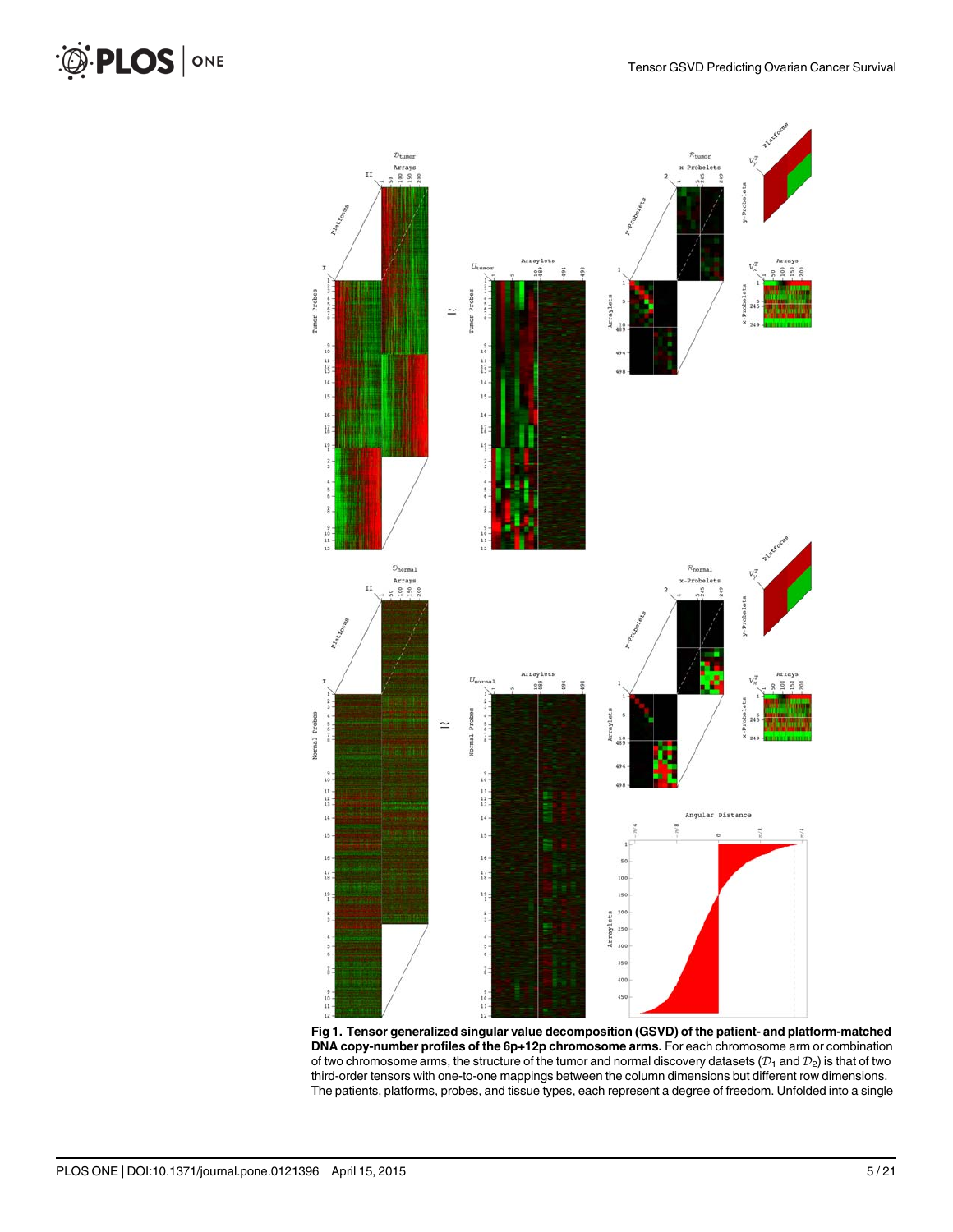**Fig 1. Tensor generalized singular value decomposition (GSVD) of the patient- and platform-matched DNA copy-number profiles of the 6p+12p chromosome arms.** For each chromosome arm or combination of two chromosome arms, the structure of the tumor and normal discovery datasets ($\mathcal{D}_1$ and $\mathcal{D}_2$) is that of two third-order tensors with one-to-one mappings between the column dimensions but different row dimensions. The patients, platforms, probes, and tissue types, each represent a degree of freedom. Unfolded into a single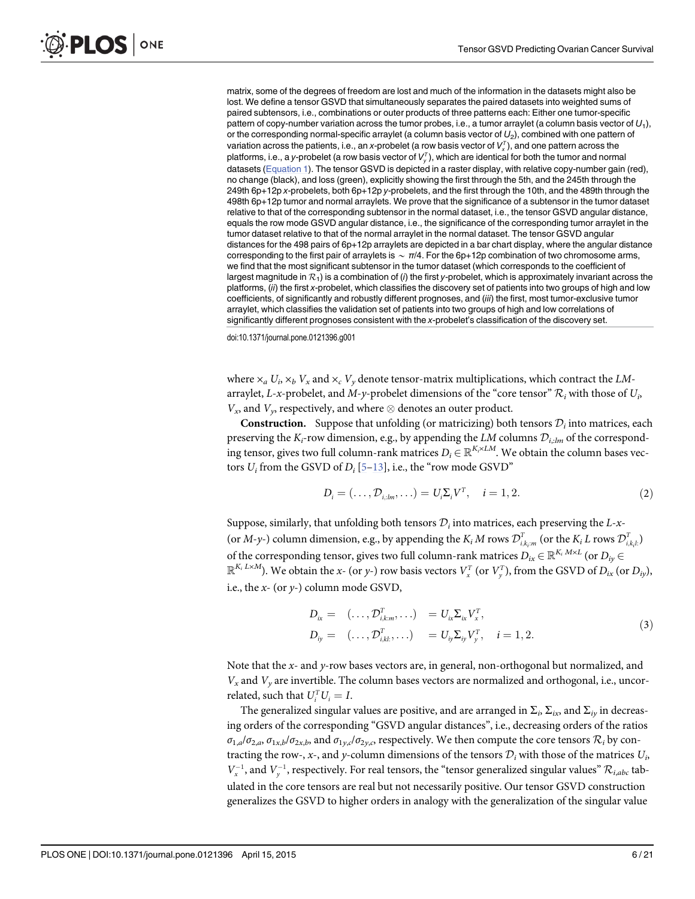matrix, some of the degrees of freedom are lost and much of the information in the datasets might also be lost. We define a tensor GSVD that simultaneously separates the paired datasets into weighted sums of paired subtensors, i.e., combinations or outer products of three patterns each: Either one tumor-specific pattern of copy-number variation across the tumor probes, i.e., a tumor arraylet (a column basis vector of $U_1$), or the corresponding normal-specific arraylet (a column basis vector of $U_2$), combined with one pattern of variation across the patients, i.e., an *x*-probelet (a row basis vector of $V_x^T$), and one pattern across the platforms, i.e., a *y*-probelet (a row basis vector of $V_y^T$), which are identical for both the tumor and normal datasets (Equation 1). The tensor GSVD is depicted in a raster display, with relative copy-number gain (red), no change (black), and loss (green), explicitly showing the first through the 5th, and the 245th through the 249th 6p+12p *x*-probelets, both 6p+12p *y*-probelets, and the first through the 10th, and the 489th through the 498th 6p+12p tumor and normal arraylets. We prove that the significance of a subtensor in the tumor dataset relative to that of the corresponding subtensor in the normal dataset, i.e., the tensor GSVD angular distance, equals the row mode GSVD angular distance, i.e., the significance of the corresponding tumor arraylet in the tumor dataset relative to that of the normal arraylet in the normal dataset. The tensor GSVD angular distances for the 498 pairs of 6p+12p arraylets are depicted in a bar chart display, where the angular distance corresponding to the first pair of arraylets is $\sim \pi/4$. For the 6p+12p combination of two chromosome arms, we find that the most significant subtensor in the tumor dataset (which corresponds to the coefficient of largest magnitude in $\mathcal{R}_1$) is a combination of (*i*) the first *y*-probelet, which is approximately invariant across the platforms, (*ii*) the first *x*-probelet, which classifies the discovery set of patients into two groups of high and low coefficients, of significantly and robustly different prognoses, and (*iii*) the first, most tumor-exclusive tumor arraylet, which classifies the validation set of patients into two groups of high and low correlations of significantly different prognoses consistent with the *x*-probelet's classification of the discovery set.

doi:10.1371/journal.pone.0121396.g001

where $\times_a U_i$, $\times_b V_x$ and $\times_c V_y$ denote tensor-matrix multiplications, which contract the *LM*-arraylet, *L*-*x*-probelet, and *M*-*y*-probelet dimensions of the "core tensor" $\mathcal{R}_i$ with those of $U_i$, $V_x$, and $V_y$, respectively, and where $\otimes$ denotes an outer product.

**Construction.** Suppose that unfolding (or matricizing) both tensors $\mathcal{D}_i$ into matrices, each preserving the $K_i$-row dimension, e.g., by appending the *LM* columns $\mathcal{D}_{i,:lm}$ of the corresponding tensor, gives two full column-rank matrices $D_i \in \mathbb{R}^{K_i \times LM}$. We obtain the column bases vectors $U_i$ from the GSVD of $D_i$ [5–13], i.e., the "row mode GSVD"

$$D_i = (\ldots, \mathcal{D}_{i,:lm}, \ldots) = U_i \Sigma_i V^T, \quad i = 1, 2. \tag{2}$$

Suppose, similarly, that unfolding both tensors $\mathcal{D}_i$ into matrices, each preserving the *L*-*x*- (or *M*-*y*-) column dimension, e.g., by appending the $K_i M$ rows $\mathcal{D}^T_{i,k_i:m}$ (or the $K_i L$ rows $\mathcal{D}^T_{i,k_il:}$) of the corresponding tensor, gives two full column-rank matrices $D_{ix} \in \mathbb{R}^{K_i M \times L}$ (or $D_{iy} \in \mathbb{R}^{K_i L \times M}$). We obtain the *x*- (or *y*-) row basis vectors $V_x^T$ (or $V_y^T$), from the GSVD of $D_{ix}$ (or $D_{iy}$), i.e., the *x*- (or *y*-) column mode GSVD,

$$\begin{aligned} D_{ix} &= (\ldots, \mathcal{D}^T_{i,k:m}, \ldots) &= U_{ix} \Sigma_{ix} V_x^T, \\ D_{iy} &= (\ldots, \mathcal{D}^T_{i,kl:}, \ldots) &= U_{iy} \Sigma_{iy} V_y^T, \quad i = 1, 2. \end{aligned} \tag{3}$$

Note that the *x*- and *y*-row bases vectors are, in general, non-orthogonal but normalized, and $V_x$ and $V_y$ are invertible. The column bases vectors are normalized and orthogonal, i.e., uncorrelated, such that $U_i^T U_i = I$.

The generalized singular values are positive, and are arranged in $\Sigma_i$, $\Sigma_{ix}$, and $\Sigma_{iy}$ in decreasing orders of the corresponding "GSVD angular distances", i.e., decreasing orders of the ratios $\sigma_{1,a}/\sigma_{2,a}$, $\sigma_{1x,b}/\sigma_{2x,b}$, and $\sigma_{1y,c}/\sigma_{2y,c}$, respectively. We then compute the core tensors $\mathcal{R}_i$ by contracting the row-, *x*-, and *y*-column dimensions of the tensors $\mathcal{D}_i$ with those of the matrices $U_i$, $V_x^{-1}$, and $V_y^{-1}$, respectively. For real tensors, the "tensor generalized singular values" $\mathcal{R}_{i,abc}$ tabulated in the core tensors are real but not necessarily positive. Our tensor GSVD construction generalizes the GSVD to higher orders in analogy with the generalization of the singular value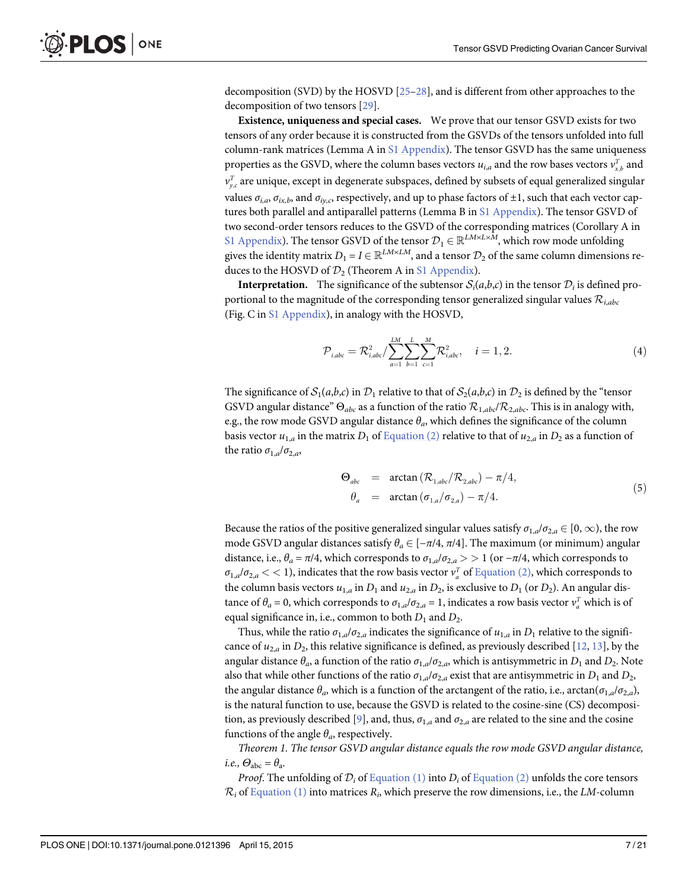decomposition (SVD) by the HOSVD [25–28], and is different from other approaches to the decomposition of two tensors [29].

**Existence, uniqueness and special cases.** We prove that our tensor GSVD exists for two tensors of any order because it is constructed from the GSVDs of the tensors unfolded into full column-rank matrices (Lemma A in S1 Appendix). The tensor GSVD has the same uniqueness properties as the GSVD, where the column bases vectors $u_{i,a}$ and the row bases vectors $v^T_{x,b}$ and $v^T_{y,c}$ are unique, except in degenerate subspaces, defined by subsets of equal generalized singular values $\sigma_{i,a}$, $\sigma_{ix,b}$, and $\sigma_{iy,c}$, respectively, and up to phase factors of ±1, such that each vector captures both parallel and antiparallel patterns (Lemma B in S1 Appendix). The tensor GSVD of two second-order tensors reduces to the GSVD of the corresponding matrices (Corollary A in S1 Appendix). The tensor GSVD of the tensor $\mathcal{D}_1 \in \mathbb{R}^{LM\times L\times M}$, which row mode unfolding gives the identity matrix $D_1 = I \in \mathbb{R}^{LM\times LM}$, and a tensor $\mathcal{D}_2$ of the same column dimensions reduces to the HOSVD of $\mathcal{D}_2$ (Theorem A in S1 Appendix).

**Interpretation.** The significance of the subtensor $\mathcal{S}_i(a,b,c)$ in the tensor $\mathcal{D}_i$ is defined proportional to the magnitude of the corresponding tensor generalized singular values $\mathcal{R}_{i,abc}$ (Fig. C in S1 Appendix), in analogy with the HOSVD,

$$\mathcal{P}_{i,abc} = \mathcal{R}^2_{i,abc} / \sum_{a=1}^{LM}\sum_{b=1}^{L}\sum_{c=1}^{M}\mathcal{R}^2_{i,abc}, \quad i = 1, 2. \tag{4}$$

The significance of $\mathcal{S}_1(a,b,c)$ in $\mathcal{D}_1$ relative to that of $\mathcal{S}_2(a,b,c)$ in $\mathcal{D}_2$ is defined by the "tensor GSVD angular distance" $\Theta_{abc}$ as a function of the ratio $\mathcal{R}_{1,abc}/\mathcal{R}_{2,abc}$. This is in analogy with, e.g., the row mode GSVD angular distance $\theta_a$, which defines the significance of the column basis vector $u_{1,a}$ in the matrix $D_1$ of Equation (2) relative to that of $u_{2,a}$ in $D_2$ as a function of the ratio $\sigma_{1,a}/\sigma_{2,a}$,

$$\begin{aligned} \Theta_{abc} &= \arctan\left(\mathcal{R}_{1,abc}/\mathcal{R}_{2,abc}\right) - \pi/4, \\ \theta_a &= \arctan\left(\sigma_{1,a}/\sigma_{2,a}\right) - \pi/4. \end{aligned} \tag{5}$$

Because the ratios of the positive generalized singular values satisfy $\sigma_{1,a}/\sigma_{2,a} \in [0, \infty)$, the row mode GSVD angular distances satisfy $\theta_a \in [-\pi/4, \pi/4]$. The maximum (or minimum) angular distance, i.e., $\theta_a = \pi/4$, which corresponds to $\sigma_{1,a}/\sigma_{2,a} >> 1$ (or $-\pi/4$, which corresponds to $\sigma_{1,a}/\sigma_{2,a} << 1$), indicates that the row basis vector $v^T_a$ of Equation (2), which corresponds to the column basis vectors $u_{1,a}$ in $D_1$ and $u_{2,a}$ in $D_2$, is exclusive to $D_1$ (or $D_2$). An angular distance of $\theta_a = 0$, which corresponds to $\sigma_{1,a}/\sigma_{2,a} = 1$, indicates a row basis vector $v^T_a$ which is of equal significance in, i.e., common to both $D_1$ and $D_2$.

Thus, while the ratio $\sigma_{1,a}/\sigma_{2,a}$ indicates the significance of $u_{1,a}$ in $D_1$ relative to the significance of $u_{2,a}$ in $D_2$, this relative significance is defined, as previously described [12, 13], by the angular distance $\theta_a$, a function of the ratio $\sigma_{1,a}/\sigma_{2,a}$, which is antisymmetric in $D_1$ and $D_2$. Note also that while other functions of the ratio $\sigma_{1,a}/\sigma_{2,a}$ exist that are antisymmetric in $D_1$ and $D_2$, the angular distance $\theta_a$, which is a function of the arctangent of the ratio, i.e., $\arctan(\sigma_{1,a}/\sigma_{2,a})$, is the natural function to use, because the GSVD is related to the cosine-sine (CS) decomposition, as previously described [9], and, thus, $\sigma_{1,a}$ and $\sigma_{2,a}$ are related to the sine and the cosine functions of the angle $\theta_a$, respectively.

*Theorem 1. The tensor GSVD angular distance equals the row mode GSVD angular distance, i.e., $\Theta_{abc} = \theta_a$.*

*Proof*. The unfolding of $\mathcal{D}_i$ of Equation (1) into $D_i$ of Equation (2) unfolds the core tensors $\mathcal{R}_i$ of Equation (1) into matrices $R_i$, which preserve the row dimensions, i.e., the $LM$-column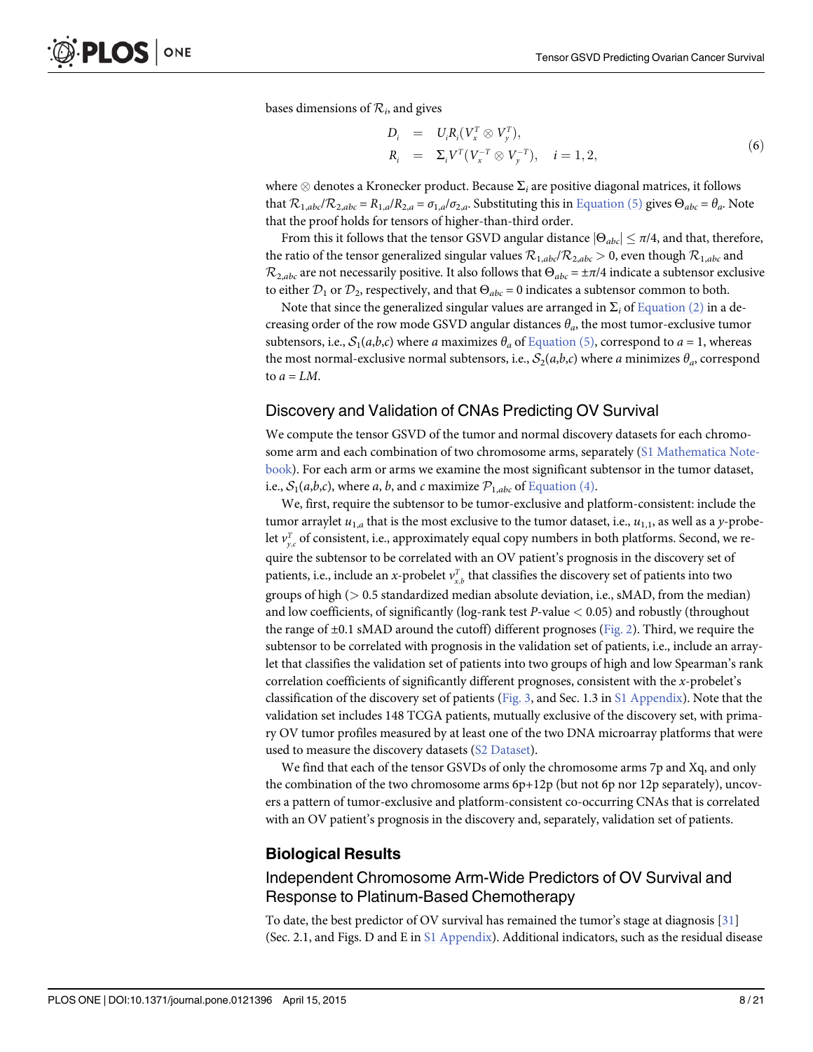bases dimensions of $\mathcal{R}_i$, and gives

$$
\begin{aligned}
D_i &= U_i R_i (V_x^T \otimes V_y^T), \\
R_i &= \Sigma_i V^T (V_x^{-T} \otimes V_y^{-T}), \quad i = 1, 2,
\end{aligned}
\tag{6}
$$

where $\otimes$ denotes a Kronecker product. Because $\Sigma_i$ are positive diagonal matrices, it follows that $\mathcal{R}_{1,abc}/\mathcal{R}_{2,abc} = R_{1,a}/R_{2,a} = \sigma_{1,a}/\sigma_{2,a}$. Substituting this in Equation (5) gives $\Theta_{abc} = \theta_a$. Note that the proof holds for tensors of higher-than-third order.

From this it follows that the tensor GSVD angular distance $|\Theta_{abc}| \leq \pi/4$, and that, therefore, the ratio of the tensor generalized singular values $\mathcal{R}_{1,abc}/\mathcal{R}_{2,abc} > 0$, even though $\mathcal{R}_{1,abc}$ and $\mathcal{R}_{2,abc}$ are not necessarily positive. It also follows that $\Theta_{abc} = \pm\pi/4$ indicate a subtensor exclusive to either $\mathcal{D}_1$ or $\mathcal{D}_2$, respectively, and that $\Theta_{abc} = 0$ indicates a subtensor common to both.

Note that since the generalized singular values are arranged in $\Sigma_i$ of Equation (2) in a decreasing order of the row mode GSVD angular distances $\theta_a$, the most tumor-exclusive tumor subtensors, i.e., $\mathcal{S}_1(a,b,c)$ where $a$ maximizes $\theta_a$ of Equation (5), correspond to $a = 1$, whereas the most normal-exclusive normal subtensors, i.e., $\mathcal{S}_2(a,b,c)$ where $a$ minimizes $\theta_a$, correspond to $a = LM$.

### Discovery and Validation of CNAs Predicting OV Survival

We compute the tensor GSVD of the tumor and normal discovery datasets for each chromosome arm and each combination of two chromosome arms, separately (S1 Mathematica Notebook). For each arm or arms we examine the most significant subtensor in the tumor dataset, i.e., $\mathcal{S}_1(a,b,c)$, where $a$, $b$, and $c$ maximize $\mathcal{P}_{1,abc}$ of Equation (4).

We, first, require the subtensor to be tumor-exclusive and platform-consistent: include the tumor arraylet $u_{1,a}$ that is the most exclusive to the tumor dataset, i.e., $u_{1,1}$, as well as a $y$-probelet $v_{y,c}^T$ of consistent, i.e., approximately equal copy numbers in both platforms. Second, we require the subtensor to be correlated with an OV patient's prognosis in the discovery set of patients, i.e., include an $x$-probelet $v_{x,b}^T$ that classifies the discovery set of patients into two groups of high ($> 0.5$ standardized median absolute deviation, i.e., sMAD, from the median) and low coefficients, of significantly (log-rank test $P$-value $< 0.05$) and robustly (throughout the range of $\pm 0.1$ sMAD around the cutoff) different prognoses (Fig. 2). Third, we require the subtensor to be correlated with prognosis in the validation set of patients, i.e., include an arraylet that classifies the validation set of patients into two groups of high and low Spearman's rank correlation coefficients of significantly different prognoses, consistent with the $x$-probelet's classification of the discovery set of patients (Fig. 3, and Sec. 1.3 in S1 Appendix). Note that the validation set includes 148 TCGA patients, mutually exclusive of the discovery set, with primary OV tumor profiles measured by at least one of the two DNA microarray platforms that were used to measure the discovery datasets (S2 Dataset).

We find that each of the tensor GSVDs of only the chromosome arms 7p and Xq, and only the combination of the two chromosome arms 6p+12p (but not 6p nor 12p separately), uncovers a pattern of tumor-exclusive and platform-consistent co-occurring CNAs that is correlated with an OV patient's prognosis in the discovery and, separately, validation set of patients.

## Biological Results

### Independent Chromosome Arm-Wide Predictors of OV Survival and Response to Platinum-Based Chemotherapy

To date, the best predictor of OV survival has remained the tumor's stage at diagnosis [31] (Sec. 2.1, and Figs. D and E in S1 Appendix). Additional indicators, such as the residual disease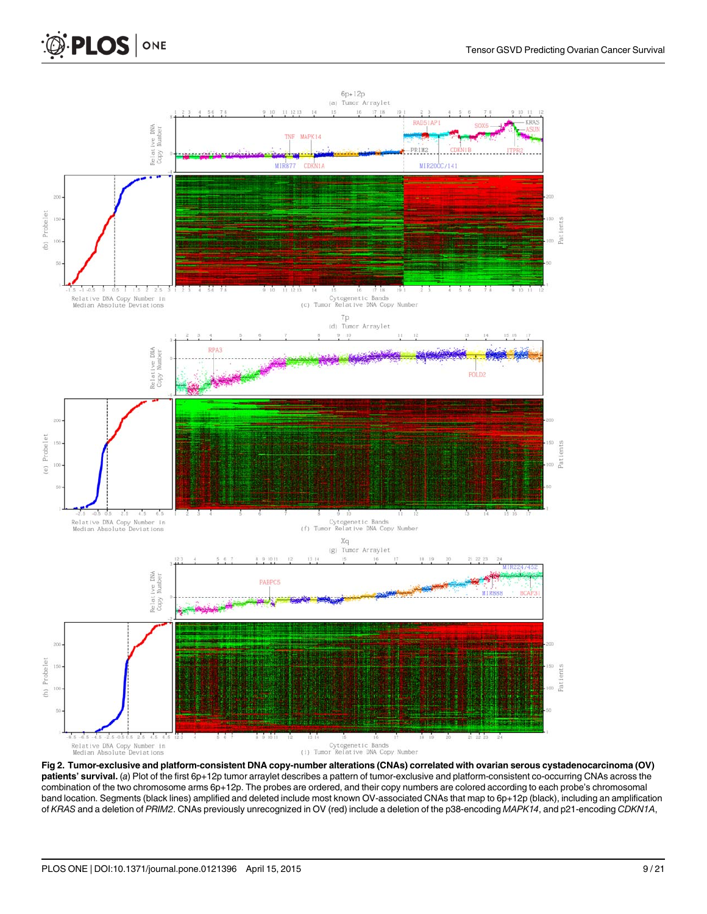**Fig 2. Tumor-exclusive and platform-consistent DNA copy-number alterations (CNAs) correlated with ovarian serous cystadenocarcinoma (OV) patients' survival.** (*a*) Plot of the first 6p+12p tumor arraylet describes a pattern of tumor-exclusive and platform-consistent co-occurring CNAs across the combination of the two chromosome arms 6p+12p. The probes are ordered, and their copy numbers are colored according to each probe's chromosomal band location. Segments (black lines) amplified and deleted include most known OV-associated CNAs that map to 6p+12p (black), including an amplification of *KRAS* and a deletion of *PRIM2*. CNAs previously unrecognized in OV (red) include a deletion of the p38-encoding *MAPK14*, and p21-encoding *CDKN1A*,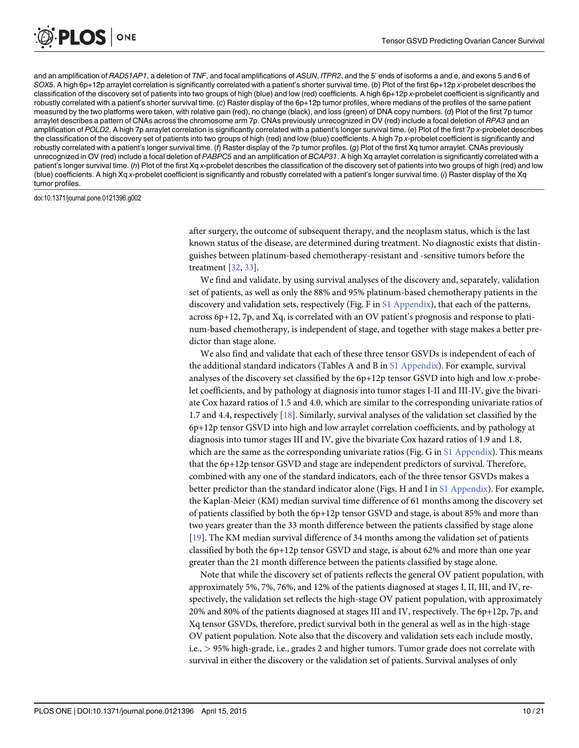and an amplification of *RAD51AP1*, a deletion of *TNF*, and focal amplifications of *ASUN*, *ITPR2*, and the 5' ends of isoforms a and e, and exons 5 and 6 of *SOX5*. A high 6p+12p arraylet correlation is significantly correlated with a patient's shorter survival time. (*b*) Plot of the first 6p+12p *x*-probelet describes the classification of the discovery set of patients into two groups of high (blue) and low (red) coefficients. A high 6p+12p *x*-probelet coefficient is significantly and robustly correlated with a patient's shorter survival time. (*c*) Raster display of the 6p+12p tumor profiles, where medians of the profiles of the same patient measured by the two platforms were taken, with relative gain (red), no change (black), and loss (green) of DNA copy numbers. (*d*) Plot of the first 7p tumor arraylet describes a pattern of CNAs across the chromosome arm 7p. CNAs previously unrecognized in OV (red) include a focal deletion of *RPA3* and an amplification of *POLD2*. A high 7p arraylet correlation is significantly correlated with a patient's longer survival time. (*e*) Plot of the first 7p *x*-probelet describes the classification of the discovery set of patients into two groups of high (red) and low (blue) coefficients. A high 7p *x*-probelet coefficient is significantly and robustly correlated with a patient's longer survival time. (*f*) Raster display of the 7p tumor profiles. (*g*) Plot of the first Xq tumor arraylet. CNAs previously unrecognized in OV (red) include a focal deletion of *PABPC5* and an amplification of *BCAP31*. A high Xq arraylet correlation is significantly correlated with a patient's longer survival time. (*h*) Plot of the first Xq *x*-probelet describes the classification of the discovery set of patients into two groups of high (red) and low (blue) coefficients. A high Xq *x*-probelet coefficient is significantly and robustly correlated with a patient's longer survival time. (*i*) Raster display of the Xq tumor profiles.

doi:10.1371/journal.pone.0121396.g002

after surgery, the outcome of subsequent therapy, and the neoplasm status, which is the last known status of the disease, are determined during treatment. No diagnostic exists that distinguishes between platinum-based chemotherapy-resistant and -sensitive tumors before the treatment [32, 33].

We find and validate, by using survival analyses of the discovery and, separately, validation set of patients, as well as only the 88% and 95% platinum-based chemotherapy patients in the discovery and validation sets, respectively (Fig. F in S1 Appendix), that each of the patterns, across 6p+12, 7p, and Xq, is correlated with an OV patient's prognosis and response to platinum-based chemotherapy, is independent of stage, and together with stage makes a better predictor than stage alone.

We also find and validate that each of these three tensor GSVDs is independent of each of the additional standard indicators (Tables A and B in S1 Appendix). For example, survival analyses of the discovery set classified by the 6p+12p tensor GSVD into high and low *x*-probelet coefficients, and by pathology at diagnosis into tumor stages I-II and III-IV, give the bivariate Cox hazard ratios of 1.5 and 4.0, which are similar to the corresponding univariate ratios of 1.7 and 4.4, respectively [18]. Similarly, survival analyses of the validation set classified by the 6p+12p tensor GSVD into high and low arraylet correlation coefficients, and by pathology at diagnosis into tumor stages III and IV, give the bivariate Cox hazard ratios of 1.9 and 1.8, which are the same as the corresponding univariate ratios (Fig. G in S1 Appendix). This means that the 6p+12p tensor GSVD and stage are independent predictors of survival. Therefore, combined with any one of the standard indicators, each of the three tensor GSVDs makes a better predictor than the standard indicator alone (Figs. H and I in S1 Appendix). For example, the Kaplan-Meier (KM) median survival time difference of 61 months among the discovery set of patients classified by both the 6p+12p tensor GSVD and stage, is about 85% and more than two years greater than the 33 month difference between the patients classified by stage alone [19]. The KM median survival difference of 34 months among the validation set of patients classified by both the 6p+12p tensor GSVD and stage, is about 62% and more than one year greater than the 21 month difference between the patients classified by stage alone.

Note that while the discovery set of patients reflects the general OV patient population, with approximately 5%, 7%, 76%, and 12% of the patients diagnosed at stages I, II, III, and IV, respectively, the validation set reflects the high-stage OV patient population, with approximately 20% and 80% of the patients diagnosed at stages III and IV, respectively. The 6p+12p, 7p, and Xq tensor GSVDs, therefore, predict survival both in the general as well as in the high-stage OV patient population. Note also that the discovery and validation sets each include mostly, i.e., > 95% high-grade, i.e., grades 2 and higher tumors. Tumor grade does not correlate with survival in either the discovery or the validation set of patients. Survival analyses of only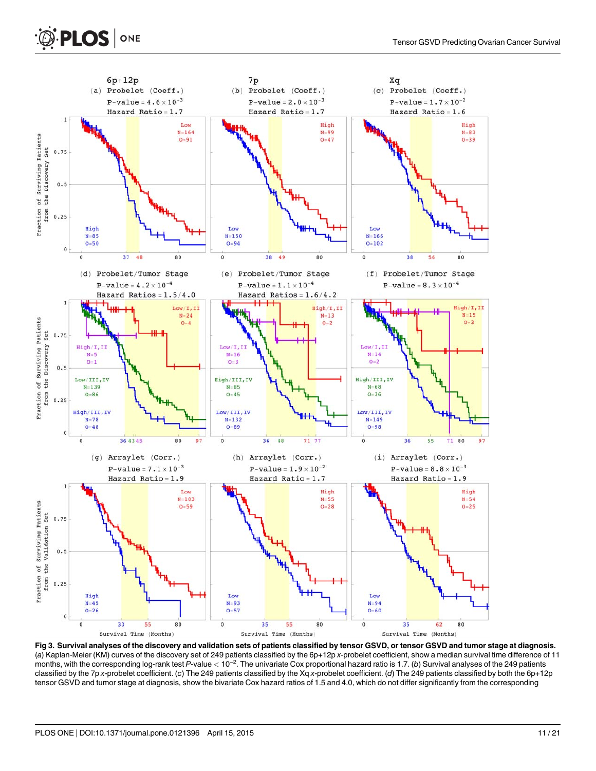**Fig 3. Survival analyses of the discovery and validation sets of patients classified by tensor GSVD, or tensor GSVD and tumor stage at diagnosis.** (*a*) Kaplan-Meier (KM) curves of the discovery set of 249 patients classified by the 6p+12p *x*-probelet coefficient, show a median survival time difference of 11 months, with the corresponding log-rank test *P*-value $< 10^{-2}$. The univariate Cox proportional hazard ratio is 1.7. (*b*) Survival analyses of the 249 patients classified by the 7p *x*-probelet coefficient. (*c*) The 249 patients classified by the Xq *x*-probelet coefficient. (*d*) The 249 patients classified by both the 6p+12p tensor GSVD and tumor stage at diagnosis, show the bivariate Cox hazard ratios of 1.5 and 4.0, which do not differ significantly from the corresponding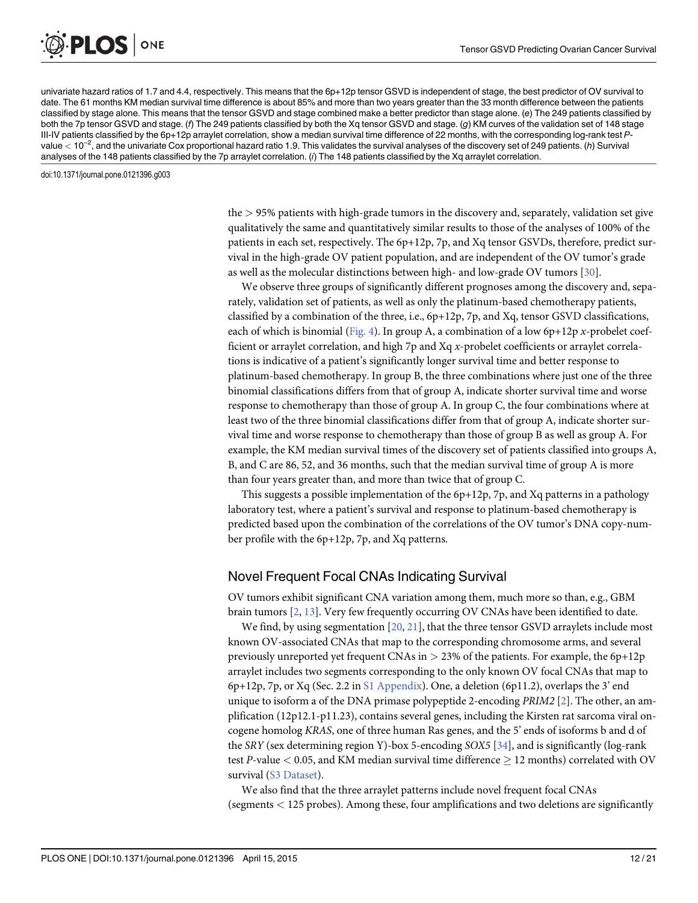univariate hazard ratios of 1.7 and 4.4, respectively. This means that the 6p+12p tensor GSVD is independent of stage, the best predictor of OV survival to date. The 61 months KM median survival time difference is about 85% and more than two years greater than the 33 month difference between the patients classified by stage alone. This means that the tensor GSVD and stage combined make a better predictor than stage alone. (*e*) The 249 patients classified by both the 7p tensor GSVD and stage. (*f*) The 249 patients classified by both the Xq tensor GSVD and stage. (*g*) KM curves of the validation set of 148 stage III-IV patients classified by the 6p+12p arraylet correlation, show a median survival time difference of 22 months, with the corresponding log-rank test *P*-value $< 10^{-2}$, and the univariate Cox proportional hazard ratio 1.9. This validates the survival analyses of the discovery set of 249 patients. (*h*) Survival analyses of the 148 patients classified by the 7p arraylet correlation. (*i*) The 148 patients classified by the Xq arraylet correlation.

doi:10.1371/journal.pone.0121396.g003

the > 95% patients with high-grade tumors in the discovery and, separately, validation set give qualitatively the same and quantitatively similar results to those of the analyses of 100% of the patients in each set, respectively. The 6p+12p, 7p, and Xq tensor GSVDs, therefore, predict survival in the high-grade OV patient population, and are independent of the OV tumor's grade as well as the molecular distinctions between high- and low-grade OV tumors [30].

We observe three groups of significantly different prognoses among the discovery and, separately, validation set of patients, as well as only the platinum-based chemotherapy patients, classified by a combination of the three, i.e., 6p+12p, 7p, and Xq, tensor GSVD classifications, each of which is binomial (Fig. 4). In group A, a combination of a low 6p+12p *x*-probelet coefficient or arraylet correlation, and high 7p and Xq *x*-probelet coefficients or arraylet correlations is indicative of a patient's significantly longer survival time and better response to platinum-based chemotherapy. In group B, the three combinations where just one of the three binomial classifications differs from that of group A, indicate shorter survival time and worse response to chemotherapy than those of group A. In group C, the four combinations where at least two of the three binomial classifications differ from that of group A, indicate shorter survival time and worse response to chemotherapy than those of group B as well as group A. For example, the KM median survival times of the discovery set of patients classified into groups A, B, and C are 86, 52, and 36 months, such that the median survival time of group A is more than four years greater than, and more than twice that of group C.

This suggests a possible implementation of the 6p+12p, 7p, and Xq patterns in a pathology laboratory test, where a patient's survival and response to platinum-based chemotherapy is predicted based upon the combination of the correlations of the OV tumor's DNA copy-number profile with the 6p+12p, 7p, and Xq patterns.

## Novel Frequent Focal CNAs Indicating Survival

OV tumors exhibit significant CNA variation among them, much more so than, e.g., GBM brain tumors [2, 13]. Very few frequently occurring OV CNAs have been identified to date.

We find, by using segmentation [20, 21], that the three tensor GSVD arraylets include most known OV-associated CNAs that map to the corresponding chromosome arms, and several previously unreported yet frequent CNAs in > 23% of the patients. For example, the 6p+12p arraylet includes two segments corresponding to the only known OV focal CNAs that map to 6p+12p, 7p, or Xq (Sec. 2.2 in S1 Appendix). One, a deletion (6p11.2), overlaps the 3' end unique to isoform a of the DNA primase polypeptide 2-encoding *PRIM2* [2]. The other, an amplification (12p12.1-p11.23), contains several genes, including the Kirsten rat sarcoma viral oncogene homolog *KRAS*, one of three human Ras genes, and the 5' ends of isoforms b and d of the *SRY* (sex determining region Y)-box 5-encoding *SOX5* [34], and is significantly (log-rank test *P*-value < 0.05, and KM median survival time difference ≥ 12 months) correlated with OV survival (S3 Dataset).

We also find that the three arraylet patterns include novel frequent focal CNAs (segments < 125 probes). Among these, four amplifications and two deletions are significantly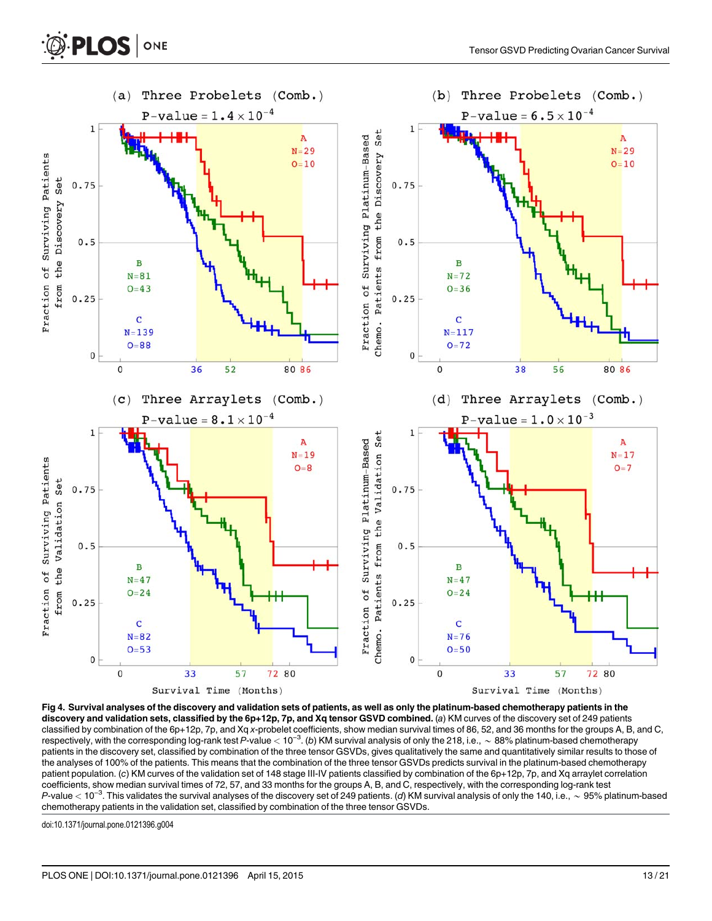**Fig 4. Survival analyses of the discovery and validation sets of patients, as well as only the platinum-based chemotherapy patients in the discovery and validation sets, classified by the 6p+12p, 7p, and Xq tensor GSVD combined.** (*a*) KM curves of the discovery set of 249 patients classified by combination of the 6p+12p, 7p, and Xq *x*-probelet coefficients, show median survival times of 86, 52, and 36 months for the groups A, B, and C, respectively, with the corresponding log-rank test *P*-value $< 10^{-3}$. (*b*) KM survival analysis of only the 218, i.e., ~ 88% platinum-based chemotherapy patients in the discovery set, classified by combination of the three tensor GSVDs, gives qualitatively the same and quantitatively similar results to those of the analyses of 100% of the patients. This means that the combination of the three tensor GSVDs predicts survival in the platinum-based chemotherapy patient population. (*c*) KM curves of the validation set of 148 stage III-IV patients classified by combination of the 6p+12p, 7p, and Xq arraylet correlation coefficients, show median survival times of 72, 57, and 33 months for the groups A, B, and C, respectively, with the corresponding log-rank test *P*-value $< 10^{-3}$. This validates the survival analyses of the discovery set of 249 patients. (*d*) KM survival analysis of only the 140, i.e., ~ 95% platinum-based chemotherapy patients in the validation set, classified by combination of the three tensor GSVDs.

doi:10.1371/journal.pone.0121396.g004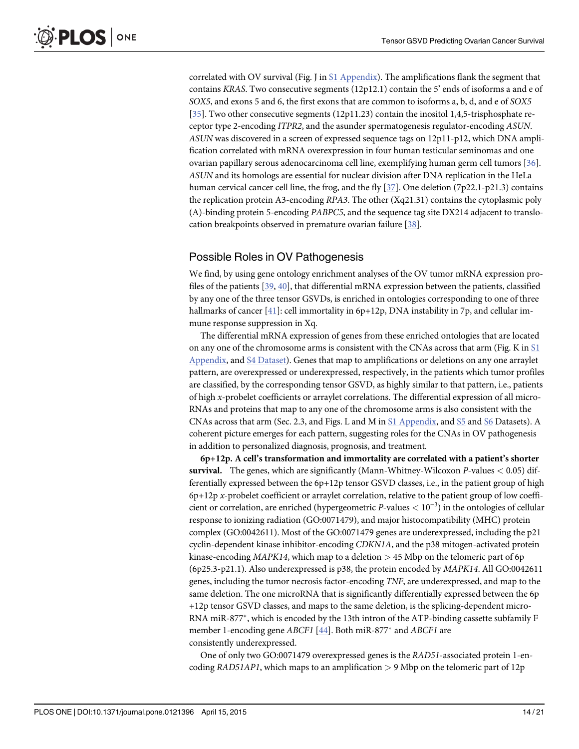correlated with OV survival (Fig. J in S1 Appendix). The amplifications flank the segment that contains *KRAS*. Two consecutive segments (12p12.1) contain the 5' ends of isoforms a and e of *SOX5*, and exons 5 and 6, the first exons that are common to isoforms a, b, d, and e of *SOX5* [35]. Two other consecutive segments (12p11.23) contain the inositol 1,4,5-trisphosphate receptor type 2-encoding *ITPR2*, and the asunder spermatogenesis regulator-encoding *ASUN*. *ASUN* was discovered in a screen of expressed sequence tags on 12p11-p12, which DNA amplification correlated with mRNA overexpression in four human testicular seminomas and one ovarian papillary serous adenocarcinoma cell line, exemplifying human germ cell tumors [36]. *ASUN* and its homologs are essential for nuclear division after DNA replication in the HeLa human cervical cancer cell line, the frog, and the fly [37]. One deletion (7p22.1-p21.3) contains the replication protein A3-encoding *RPA3*. The other (Xq21.31) contains the cytoplasmic poly (A)-binding protein 5-encoding *PABPC5*, and the sequence tag site DX214 adjacent to translocation breakpoints observed in premature ovarian failure [38].

## Possible Roles in OV Pathogenesis

We find, by using gene ontology enrichment analyses of the OV tumor mRNA expression profiles of the patients [39, 40], that differential mRNA expression between the patients, classified by any one of the three tensor GSVDs, is enriched in ontologies corresponding to one of three hallmarks of cancer [41]: cell immortality in 6p+12p, DNA instability in 7p, and cellular immune response suppression in Xq.

The differential mRNA expression of genes from these enriched ontologies that are located on any one of the chromosome arms is consistent with the CNAs across that arm (Fig. K in S1 Appendix, and S4 Dataset). Genes that map to amplifications or deletions on any one arraylet pattern, are overexpressed or underexpressed, respectively, in the patients which tumor profiles are classified, by the corresponding tensor GSVD, as highly similar to that pattern, i.e., patients of high *x*-probelet coefficients or arraylet correlations. The differential expression of all microRNAs and proteins that map to any one of the chromosome arms is also consistent with the CNAs across that arm (Sec. 2.3, and Figs. L and M in S1 Appendix, and S5 and S6 Datasets). A coherent picture emerges for each pattern, suggesting roles for the CNAs in OV pathogenesis in addition to personalized diagnosis, prognosis, and treatment.

**6p+12p. A cell's transformation and immortality are correlated with a patient's shorter survival.** The genes, which are significantly (Mann-Whitney-Wilcoxon $P$-values $< 0.05$) differentially expressed between the 6p+12p tensor GSVD classes, i.e., in the patient group of high 6p+12p *x*-probelet coefficient or arraylet correlation, relative to the patient group of low coefficient or correlation, are enriched (hypergeometric $P$-values $< 10^{-3}$) in the ontologies of cellular response to ionizing radiation (GO:0071479), and major histocompatibility (MHC) protein complex (GO:0042611). Most of the GO:0071479 genes are underexpressed, including the p21 cyclin-dependent kinase inhibitor-encoding *CDKN1A*, and the p38 mitogen-activated protein kinase-encoding *MAPK14*, which map to a deletion $>$ 45 Mbp on the telomeric part of 6p (6p25.3-p21.1). Also underexpressed is p38, the protein encoded by *MAPK14*. All GO:0042611 genes, including the tumor necrosis factor-encoding *TNF*, are underexpressed, and map to the same deletion. The one microRNA that is significantly differentially expressed between the 6p+12p tensor GSVD classes, and maps to the same deletion, is the splicing-dependent microRNA miR-877*, which is encoded by the 13th intron of the ATP-binding cassette subfamily F member 1-encoding gene *ABCF1* [44]. Both miR-877* and *ABCF1* are consistently underexpressed.

One of only two GO:0071479 overexpressed genes is the *RAD51*-associated protein 1-encoding *RAD51AP1*, which maps to an amplification $>$ 9 Mbp on the telomeric part of 12p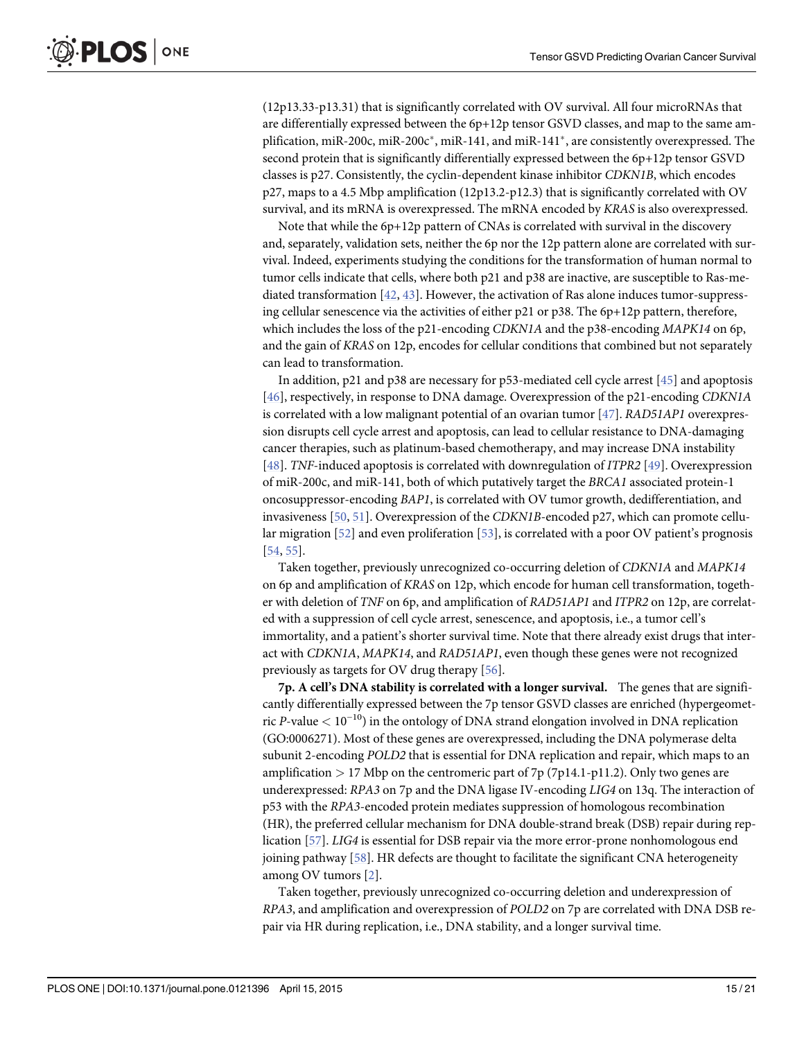(12p13.33-p13.31) that is significantly correlated with OV survival. All four microRNAs that are differentially expressed between the 6p+12p tensor GSVD classes, and map to the same amplification, miR-200c, miR-200c*, miR-141, and miR-141*, are consistently overexpressed. The second protein that is significantly differentially expressed between the 6p+12p tensor GSVD classes is p27. Consistently, the cyclin-dependent kinase inhibitor *CDKN1B*, which encodes p27, maps to a 4.5 Mbp amplification (12p13.2-p12.3) that is significantly correlated with OV survival, and its mRNA is overexpressed. The mRNA encoded by *KRAS* is also overexpressed.

Note that while the 6p+12p pattern of CNAs is correlated with survival in the discovery and, separately, validation sets, neither the 6p nor the 12p pattern alone are correlated with survival. Indeed, experiments studying the conditions for the transformation of human normal to tumor cells indicate that cells, where both p21 and p38 are inactive, are susceptible to Ras-mediated transformation [42, 43]. However, the activation of Ras alone induces tumor-suppressing cellular senescence via the activities of either p21 or p38. The 6p+12p pattern, therefore, which includes the loss of the p21-encoding *CDKN1A* and the p38-encoding *MAPK14* on 6p, and the gain of *KRAS* on 12p, encodes for cellular conditions that combined but not separately can lead to transformation.

In addition, p21 and p38 are necessary for p53-mediated cell cycle arrest [45] and apoptosis [46], respectively, in response to DNA damage. Overexpression of the p21-encoding *CDKN1A* is correlated with a low malignant potential of an ovarian tumor [47]. *RAD51AP1* overexpression disrupts cell cycle arrest and apoptosis, can lead to cellular resistance to DNA-damaging cancer therapies, such as platinum-based chemotherapy, and may increase DNA instability [48]. *TNF*-induced apoptosis is correlated with downregulation of *ITPR2* [49]. Overexpression of miR-200c, and miR-141, both of which putatively target the *BRCA1* associated protein-1 oncosuppressor-encoding *BAP1*, is correlated with OV tumor growth, dedifferentiation, and invasiveness [50, 51]. Overexpression of the *CDKN1B*-encoded p27, which can promote cellular migration [52] and even proliferation [53], is correlated with a poor OV patient's prognosis [54, 55].

Taken together, previously unrecognized co-occurring deletion of *CDKN1A* and *MAPK14* on 6p and amplification of *KRAS* on 12p, which encode for human cell transformation, together with deletion of *TNF* on 6p, and amplification of *RAD51AP1* and *ITPR2* on 12p, are correlated with a suppression of cell cycle arrest, senescence, and apoptosis, i.e., a tumor cell's immortality, and a patient's shorter survival time. Note that there already exist drugs that interact with *CDKN1A*, *MAPK14*, and *RAD51AP1*, even though these genes were not recognized previously as targets for OV drug therapy [56].

**7p. A cell's DNA stability is correlated with a longer survival.** The genes that are significantly differentially expressed between the 7p tensor GSVD classes are enriched (hypergeometric *P*-value $< 10^{-10}$) in the ontology of DNA strand elongation involved in DNA replication (GO:0006271). Most of these genes are overexpressed, including the DNA polymerase delta subunit 2-encoding *POLD2* that is essential for DNA replication and repair, which maps to an amplification $> 17$ Mbp on the centromeric part of 7p (7p14.1-p11.2). Only two genes are underexpressed: *RPA3* on 7p and the DNA ligase IV-encoding *LIG4* on 13q. The interaction of p53 with the *RPA3*-encoded protein mediates suppression of homologous recombination (HR), the preferred cellular mechanism for DNA double-strand break (DSB) repair during replication [57]. *LIG4* is essential for DSB repair via the more error-prone nonhomologous end joining pathway [58]. HR defects are thought to facilitate the significant CNA heterogeneity among OV tumors [2].

Taken together, previously unrecognized co-occurring deletion and underexpression of *RPA3*, and amplification and overexpression of *POLD2* on 7p are correlated with DNA DSB repair via HR during replication, i.e., DNA stability, and a longer survival time.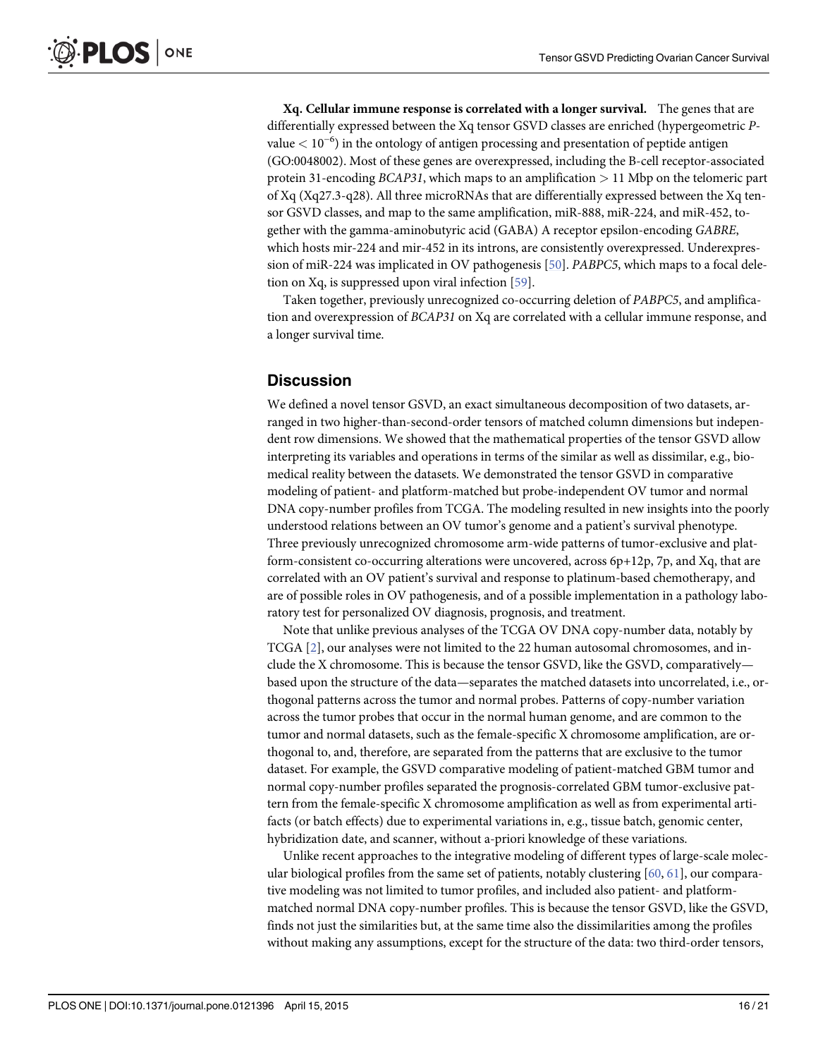**Xq. Cellular immune response is correlated with a longer survival.** The genes that are differentially expressed between the Xq tensor GSVD classes are enriched (hypergeometric *P*-value $< 10^{-6}$) in the ontology of antigen processing and presentation of peptide antigen (GO:0048002). Most of these genes are overexpressed, including the B-cell receptor-associated protein 31-encoding *BCAP31*, which maps to an amplification $>$ 11 Mbp on the telomeric part of Xq (Xq27.3-q28). All three microRNAs that are differentially expressed between the Xq tensor GSVD classes, and map to the same amplification, miR-888, miR-224, and miR-452, together with the gamma-aminobutyric acid (GABA) A receptor epsilon-encoding *GABRE*, which hosts mir-224 and mir-452 in its introns, are consistently overexpressed. Underexpression of miR-224 was implicated in OV pathogenesis [50]. *PABPC5*, which maps to a focal deletion on Xq, is suppressed upon viral infection [59].

Taken together, previously unrecognized co-occurring deletion of *PABPC5*, and amplification and overexpression of *BCAP31* on Xq are correlated with a cellular immune response, and a longer survival time.

## Discussion

We defined a novel tensor GSVD, an exact simultaneous decomposition of two datasets, arranged in two higher-than-second-order tensors of matched column dimensions but independent row dimensions. We showed that the mathematical properties of the tensor GSVD allow interpreting its variables and operations in terms of the similar as well as dissimilar, e.g., biomedical reality between the datasets. We demonstrated the tensor GSVD in comparative modeling of patient- and platform-matched but probe-independent OV tumor and normal DNA copy-number profiles from TCGA. The modeling resulted in new insights into the poorly understood relations between an OV tumor's genome and a patient's survival phenotype. Three previously unrecognized chromosome arm-wide patterns of tumor-exclusive and platform-consistent co-occurring alterations were uncovered, across 6p+12p, 7p, and Xq, that are correlated with an OV patient's survival and response to platinum-based chemotherapy, and are of possible roles in OV pathogenesis, and of a possible implementation in a pathology laboratory test for personalized OV diagnosis, prognosis, and treatment.

Note that unlike previous analyses of the TCGA OV DNA copy-number data, notably by TCGA [2], our analyses were not limited to the 22 human autosomal chromosomes, and include the X chromosome. This is because the tensor GSVD, like the GSVD, comparatively—based upon the structure of the data—separates the matched datasets into uncorrelated, i.e., orthogonal patterns across the tumor and normal probes. Patterns of copy-number variation across the tumor probes that occur in the normal human genome, and are common to the tumor and normal datasets, such as the female-specific X chromosome amplification, are orthogonal to, and, therefore, are separated from the patterns that are exclusive to the tumor dataset. For example, the GSVD comparative modeling of patient-matched GBM tumor and normal copy-number profiles separated the prognosis-correlated GBM tumor-exclusive pattern from the female-specific X chromosome amplification as well as from experimental artifacts (or batch effects) due to experimental variations in, e.g., tissue batch, genomic center, hybridization date, and scanner, without a-priori knowledge of these variations.

Unlike recent approaches to the integrative modeling of different types of large-scale molecular biological profiles from the same set of patients, notably clustering [60, 61], our comparative modeling was not limited to tumor profiles, and included also patient- and platform-matched normal DNA copy-number profiles. This is because the tensor GSVD, like the GSVD, finds not just the similarities but, at the same time also the dissimilarities among the profiles without making any assumptions, except for the structure of the data: two third-order tensors,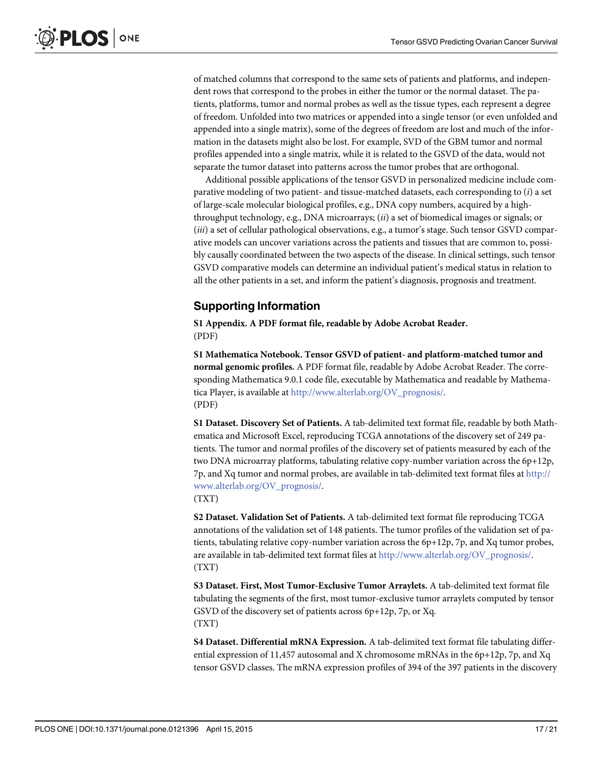of matched columns that correspond to the same sets of patients and platforms, and independent rows that correspond to the probes in either the tumor or the normal dataset. The patients, platforms, tumor and normal probes as well as the tissue types, each represent a degree of freedom. Unfolded into two matrices or appended into a single tensor (or even unfolded and appended into a single matrix), some of the degrees of freedom are lost and much of the information in the datasets might also be lost. For example, SVD of the GBM tumor and normal profiles appended into a single matrix, while it is related to the GSVD of the data, would not separate the tumor dataset into patterns across the tumor probes that are orthogonal.

Additional possible applications of the tensor GSVD in personalized medicine include comparative modeling of two patient- and tissue-matched datasets, each corresponding to (*i*) a set of large-scale molecular biological profiles, e.g., DNA copy numbers, acquired by a high-throughput technology, e.g., DNA microarrays; (*ii*) a set of biomedical images or signals; or (*iii*) a set of cellular pathological observations, e.g., a tumor's stage. Such tensor GSVD comparative models can uncover variations across the patients and tissues that are common to, possibly causally coordinated between the two aspects of the disease. In clinical settings, such tensor GSVD comparative models can determine an individual patient's medical status in relation to all the other patients in a set, and inform the patient's diagnosis, prognosis and treatment.

## Supporting Information

**S1 Appendix. A PDF format file, readable by Adobe Acrobat Reader.**
(PDF)

**S1 Mathematica Notebook. Tensor GSVD of patient- and platform-matched tumor and normal genomic profiles.** A PDF format file, readable by Adobe Acrobat Reader. The corresponding Mathematica 9.0.1 code file, executable by Mathematica and readable by Mathematica Player, is available at http://www.alterlab.org/OV_prognosis/.
(PDF)

**S1 Dataset. Discovery Set of Patients.** A tab-delimited text format file, readable by both Mathematica and Microsoft Excel, reproducing TCGA annotations of the discovery set of 249 patients. The tumor and normal profiles of the discovery set of patients measured by each of the two DNA microarray platforms, tabulating relative copy-number variation across the 6p+12p, 7p, and Xq tumor and normal probes, are available in tab-delimited text format files at http://www.alterlab.org/OV_prognosis/.
(TXT)

**S2 Dataset. Validation Set of Patients.** A tab-delimited text format file reproducing TCGA annotations of the validation set of 148 patients. The tumor profiles of the validation set of patients, tabulating relative copy-number variation across the 6p+12p, 7p, and Xq tumor probes, are available in tab-delimited text format files at http://www.alterlab.org/OV_prognosis/.
(TXT)

**S3 Dataset. First, Most Tumor-Exclusive Tumor Arraylets.** A tab-delimited text format file tabulating the segments of the first, most tumor-exclusive tumor arraylets computed by tensor GSVD of the discovery set of patients across 6p+12p, 7p, or Xq.
(TXT)

**S4 Dataset. Differential mRNA Expression.** A tab-delimited text format file tabulating differential expression of 11,457 autosomal and X chromosome mRNAs in the 6p+12p, 7p, and Xq tensor GSVD classes. The mRNA expression profiles of 394 of the 397 patients in the discovery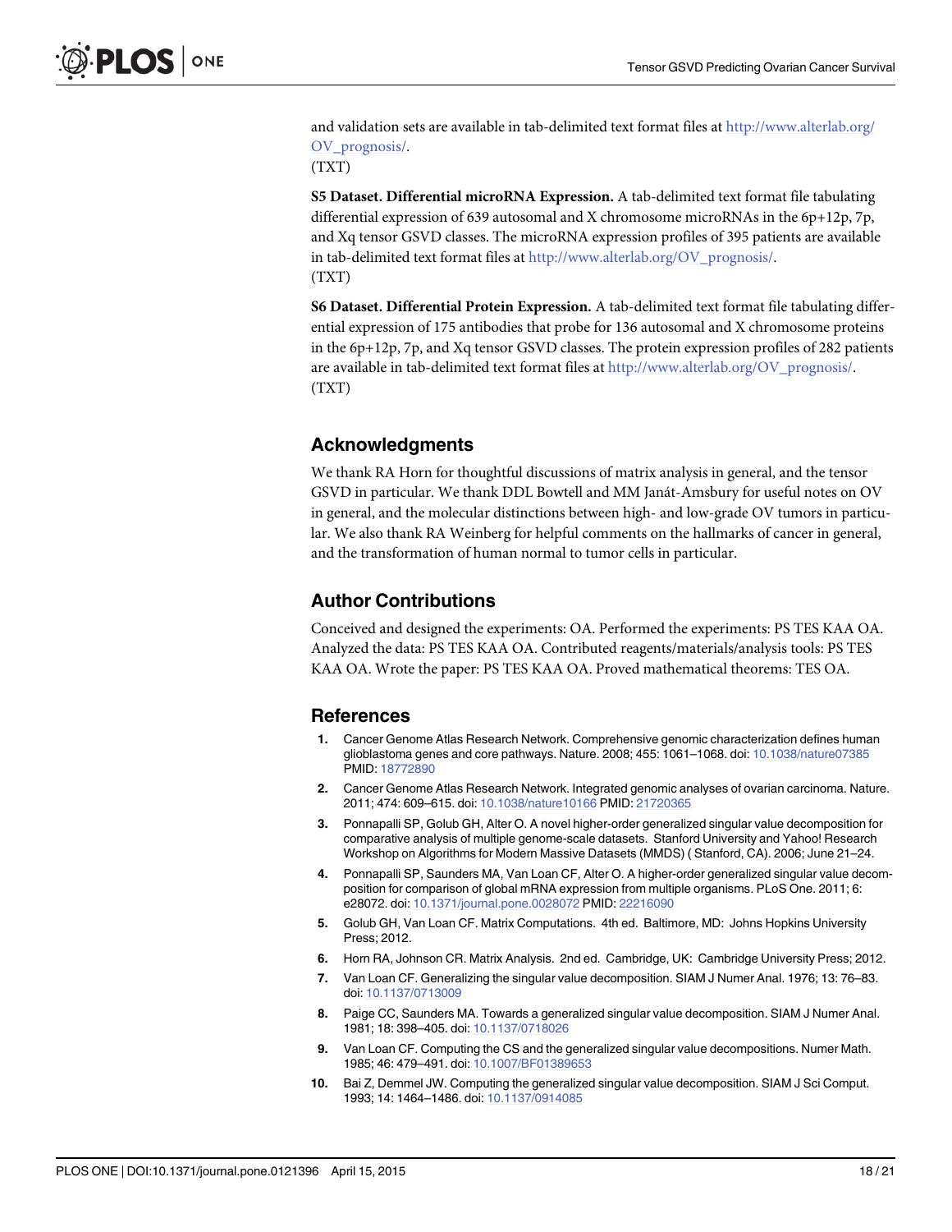and validation sets are available in tab-delimited text format files at http://www.alterlab.org/OV_prognosis/.

(TXT)

**S5 Dataset. Differential microRNA Expression.** A tab-delimited text format file tabulating differential expression of 639 autosomal and X chromosome microRNAs in the 6p+12p, 7p, and Xq tensor GSVD classes. The microRNA expression profiles of 395 patients are available in tab-delimited text format files at http://www.alterlab.org/OV_prognosis/.

(TXT)

**S6 Dataset. Differential Protein Expression.** A tab-delimited text format file tabulating differential expression of 175 antibodies that probe for 136 autosomal and X chromosome proteins in the 6p+12p, 7p, and Xq tensor GSVD classes. The protein expression profiles of 282 patients are available in tab-delimited text format files at http://www.alterlab.org/OV_prognosis/.

(TXT)

## Acknowledgments

We thank RA Horn for thoughtful discussions of matrix analysis in general, and the tensor GSVD in particular. We thank DDL Bowtell and MM Janát-Amsbury for useful notes on OV in general, and the molecular distinctions between high- and low-grade OV tumors in particular. We also thank RA Weinberg for helpful comments on the hallmarks of cancer in general, and the transformation of human normal to tumor cells in particular.

## Author Contributions

Conceived and designed the experiments: OA. Performed the experiments: PS TES KAA OA. Analyzed the data: PS TES KAA OA. Contributed reagents/materials/analysis tools: PS TES KAA OA. Wrote the paper: PS TES KAA OA. Proved mathematical theorems: TES OA.

## References

1. Cancer Genome Atlas Research Network. Comprehensive genomic characterization defines human glioblastoma genes and core pathways. Nature. 2008; 455: 1061–1068. doi: 10.1038/nature07385 PMID: 18772890
2. Cancer Genome Atlas Research Network. Integrated genomic analyses of ovarian carcinoma. Nature. 2011; 474: 609–615. doi: 10.1038/nature10166 PMID: 21720365
3. Ponnapalli SP, Golub GH, Alter O. A novel higher-order generalized singular value decomposition for comparative analysis of multiple genome-scale datasets. Stanford University and Yahoo! Research Workshop on Algorithms for Modern Massive Datasets (MMDS) ( Stanford, CA). 2006; June 21–24.
4. Ponnapalli SP, Saunders MA, Van Loan CF, Alter O. A higher-order generalized singular value decomposition for comparison of global mRNA expression from multiple organisms. PLoS One. 2011; 6: e28072. doi: 10.1371/journal.pone.0028072 PMID: 22216090
5. Golub GH, Van Loan CF. Matrix Computations. 4th ed. Baltimore, MD: Johns Hopkins University Press; 2012.
6. Horn RA, Johnson CR. Matrix Analysis. 2nd ed. Cambridge, UK: Cambridge University Press; 2012.
7. Van Loan CF. Generalizing the singular value decomposition. SIAM J Numer Anal. 1976; 13: 76–83. doi: 10.1137/0713009
8. Paige CC, Saunders MA. Towards a generalized singular value decomposition. SIAM J Numer Anal. 1981; 18: 398–405. doi: 10.1137/0718026
9. Van Loan CF. Computing the CS and the generalized singular value decompositions. Numer Math. 1985; 46: 479–491. doi: 10.1007/BF01389653
10. Bai Z, Demmel JW. Computing the generalized singular value decomposition. SIAM J Sci Comput. 1993; 14: 1464–1486. doi: 10.1137/0914085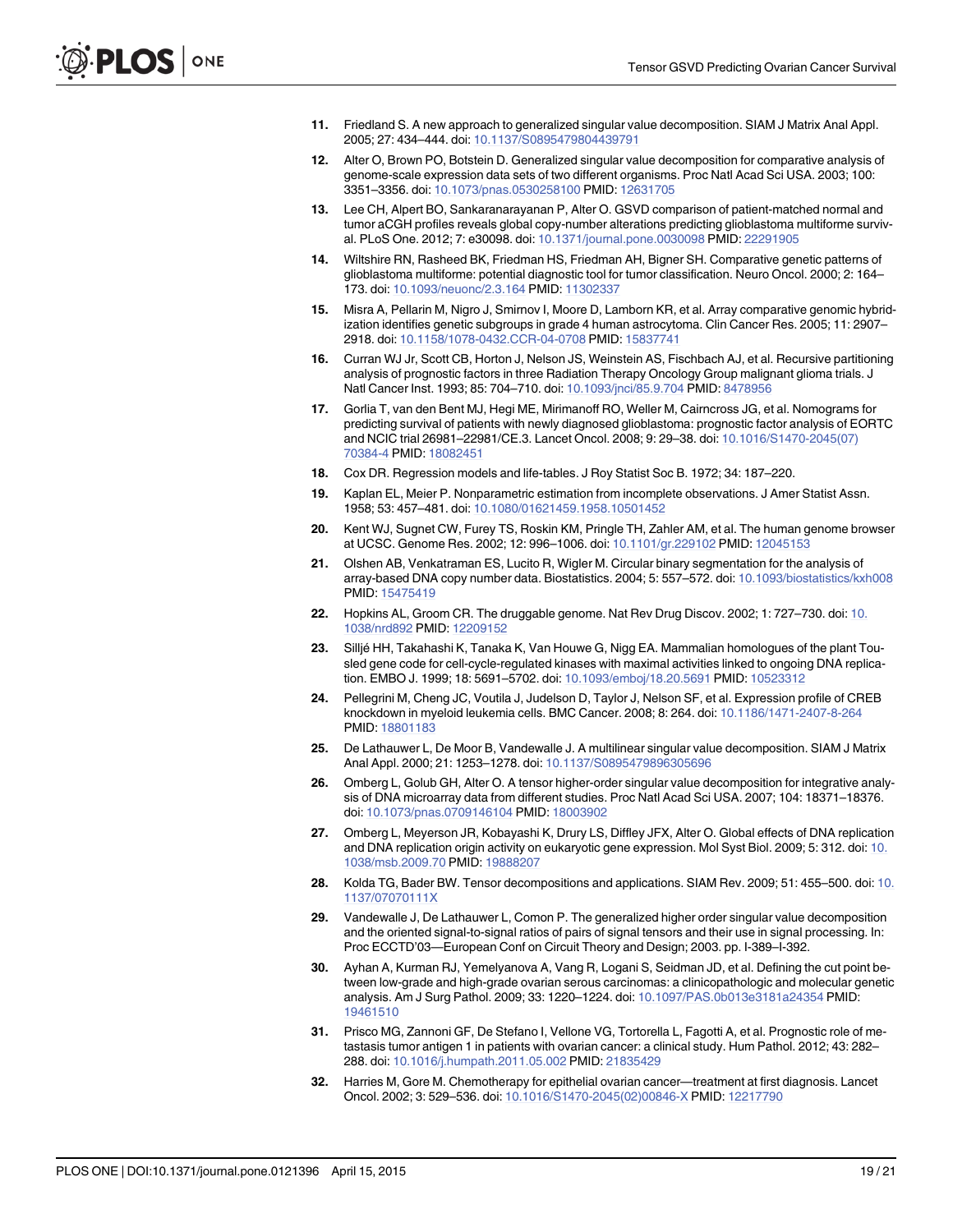11. Friedland S. A new approach to generalized singular value decomposition. SIAM J Matrix Anal Appl. 2005; 27: 434–444. doi: 10.1137/S0895479804439791

12. Alter O, Brown PO, Botstein D. Generalized singular value decomposition for comparative analysis of genome-scale expression data sets of two different organisms. Proc Natl Acad Sci USA. 2003; 100: 3351–3356. doi: 10.1073/pnas.0530258100 PMID: 12631705

13. Lee CH, Alpert BO, Sankaranarayanan P, Alter O. GSVD comparison of patient-matched normal and tumor aCGH profiles reveals global copy-number alterations predicting glioblastoma multiforme survival. PLoS One. 2012; 7: e30098. doi: 10.1371/journal.pone.0030098 PMID: 22291905

14. Wiltshire RN, Rasheed BK, Friedman HS, Friedman AH, Bigner SH. Comparative genetic patterns of glioblastoma multiforme: potential diagnostic tool for tumor classification. Neuro Oncol. 2000; 2: 164–173. doi: 10.1093/neuonc/2.3.164 PMID: 11302337

15. Misra A, Pellarin M, Nigro J, Smirnov I, Moore D, Lamborn KR, et al. Array comparative genomic hybridization identifies genetic subgroups in grade 4 human astrocytoma. Clin Cancer Res. 2005; 11: 2907–2918. doi: 10.1158/1078-0432.CCR-04-0708 PMID: 15837741

16. Curran WJ Jr, Scott CB, Horton J, Nelson JS, Weinstein AS, Fischbach AJ, et al. Recursive partitioning analysis of prognostic factors in three Radiation Therapy Oncology Group malignant glioma trials. J Natl Cancer Inst. 1993; 85: 704–710. doi: 10.1093/jnci/85.9.704 PMID: 8478956

17. Gorlia T, van den Bent MJ, Hegi ME, Mirimanoff RO, Weller M, Cairncross JG, et al. Nomograms for predicting survival of patients with newly diagnosed glioblastoma: prognostic factor analysis of EORTC and NCIC trial 26981–22981/CE.3. Lancet Oncol. 2008; 9: 29–38. doi: 10.1016/S1470-2045(07)70384-4 PMID: 18082451

18. Cox DR. Regression models and life-tables. J Roy Statist Soc B. 1972; 34: 187–220.

19. Kaplan EL, Meier P. Nonparametric estimation from incomplete observations. J Amer Statist Assn. 1958; 53: 457–481. doi: 10.1080/01621459.1958.10501452

20. Kent WJ, Sugnet CW, Furey TS, Roskin KM, Pringle TH, Zahler AM, et al. The human genome browser at UCSC. Genome Res. 2002; 12: 996–1006. doi: 10.1101/gr.229102 PMID: 12045153

21. Olshen AB, Venkatraman ES, Lucito R, Wigler M. Circular binary segmentation for the analysis of array-based DNA copy number data. Biostatistics. 2004; 5: 557–572. doi: 10.1093/biostatistics/kxh008 PMID: 15475419

22. Hopkins AL, Groom CR. The druggable genome. Nat Rev Drug Discov. 2002; 1: 727–730. doi: 10.1038/nrd892 PMID: 12209152

23. Silljé HH, Takahashi K, Tanaka K, Van Houwe G, Nigg EA. Mammalian homologues of the plant Tousled gene code for cell-cycle-regulated kinases with maximal activities linked to ongoing DNA replication. EMBO J. 1999; 18: 5691–5702. doi: 10.1093/emboj/18.20.5691 PMID: 10523312

24. Pellegrini M, Cheng JC, Voutila J, Judelson D, Taylor J, Nelson SF, et al. Expression profile of CREB knockdown in myeloid leukemia cells. BMC Cancer. 2008; 8: 264. doi: 10.1186/1471-2407-8-264 PMID: 18801183

25. De Lathauwer L, De Moor B, Vandewalle J. A multilinear singular value decomposition. SIAM J Matrix Anal Appl. 2000; 21: 1253–1278. doi: 10.1137/S0895479896305696

26. Omberg L, Golub GH, Alter O. A tensor higher-order singular value decomposition for integrative analysis of DNA microarray data from different studies. Proc Natl Acad Sci USA. 2007; 104: 18371–18376. doi: 10.1073/pnas.0709146104 PMID: 18003902

27. Omberg L, Meyerson JR, Kobayashi K, Drury LS, Diffley JFX, Alter O. Global effects of DNA replication and DNA replication origin activity on eukaryotic gene expression. Mol Syst Biol. 2009; 5: 312. doi: 10.1038/msb.2009.70 PMID: 19888207

28. Kolda TG, Bader BW. Tensor decompositions and applications. SIAM Rev. 2009; 51: 455–500. doi: 10.1137/07070111X

29. Vandewalle J, De Lathauwer L, Comon P. The generalized higher order singular value decomposition and the oriented signal-to-signal ratios of pairs of signal tensors and their use in signal processing. In: Proc ECCTD'03—European Conf on Circuit Theory and Design; 2003. pp. I-389–I-392.

30. Ayhan A, Kurman RJ, Yemelyanova A, Vang R, Logani S, Seidman JD, et al. Defining the cut point between low-grade and high-grade ovarian serous carcinomas: a clinicopathologic and molecular genetic analysis. Am J Surg Pathol. 2009; 33: 1220–1224. doi: 10.1097/PAS.0b013e3181a24354 PMID: 19461510

31. Prisco MG, Zannoni GF, De Stefano I, Vellone VG, Tortorella L, Fagotti A, et al. Prognostic role of metastasis tumor antigen 1 in patients with ovarian cancer: a clinical study. Hum Pathol. 2012; 43: 282–288. doi: 10.1016/j.humpath.2011.05.002 PMID: 21835429

32. Harries M, Gore M. Chemotherapy for epithelial ovarian cancer—treatment at first diagnosis. Lancet Oncol. 2002; 3: 529–536. doi: 10.1016/S1470-2045(02)00846-X PMID: 12217790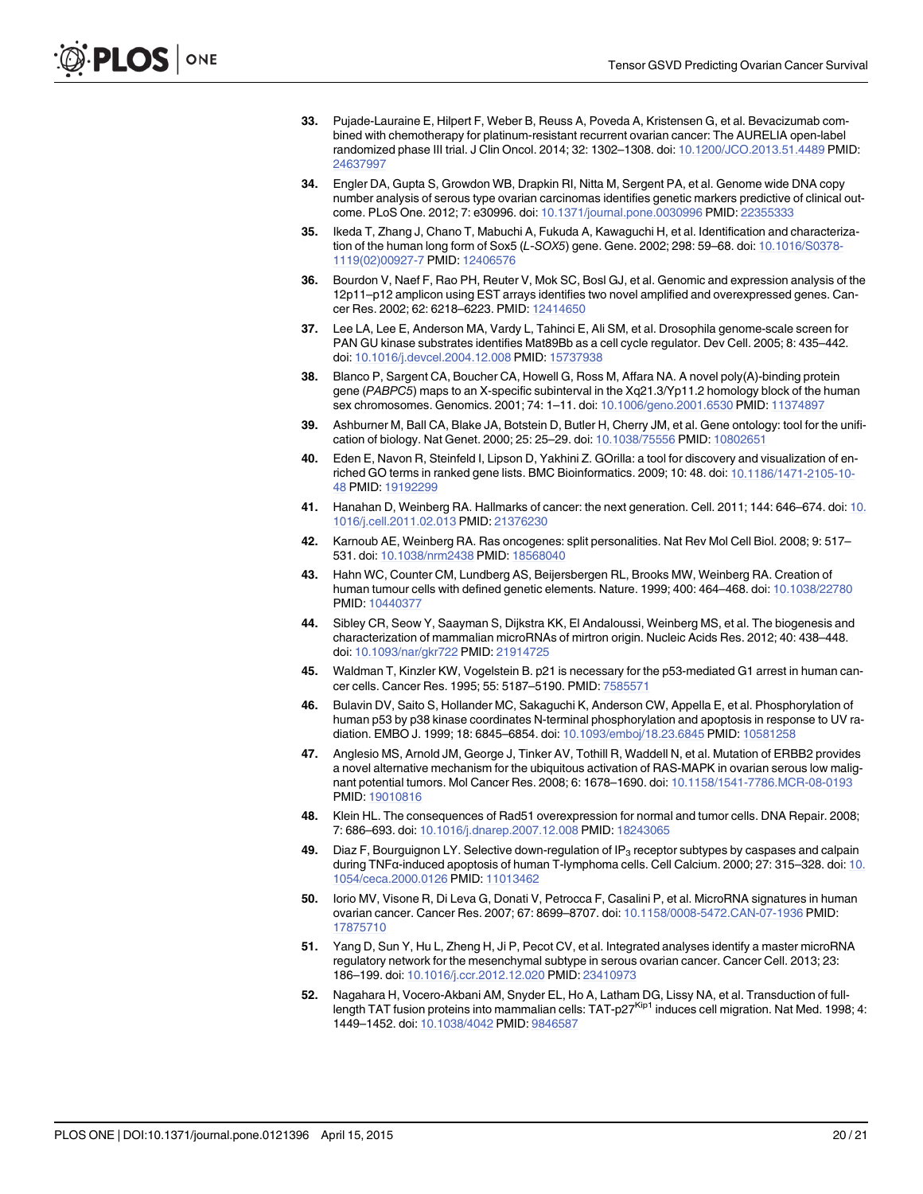33. Pujade-Lauraine E, Hilpert F, Weber B, Reuss A, Poveda A, Kristensen G, et al. Bevacizumab combined with chemotherapy for platinum-resistant recurrent ovarian cancer: The AURELIA open-label randomized phase III trial. J Clin Oncol. 2014; 32: 1302–1308. doi: 10.1200/JCO.2013.51.4489 PMID: 24637997

34. Engler DA, Gupta S, Growdon WB, Drapkin RI, Nitta M, Sergent PA, et al. Genome wide DNA copy number analysis of serous type ovarian carcinomas identifies genetic markers predictive of clinical outcome. PLoS One. 2012; 7: e30996. doi: 10.1371/journal.pone.0030996 PMID: 22355333

35. Ikeda T, Zhang J, Chano T, Mabuchi A, Fukuda A, Kawaguchi H, et al. Identification and characterization of the human long form of Sox5 (*L-SOX5*) gene. Gene. 2002; 298: 59–68. doi: 10.1016/S0378-1119(02)00927-7 PMID: 12406576

36. Bourdon V, Naef F, Rao PH, Reuter V, Mok SC, Bosl GJ, et al. Genomic and expression analysis of the 12p11–p12 amplicon using EST arrays identifies two novel amplified and overexpressed genes. Cancer Res. 2002; 62: 6218–6223. PMID: 12414650

37. Lee LA, Lee E, Anderson MA, Vardy L, Tahinci E, Ali SM, et al. Drosophila genome-scale screen for PAN GU kinase substrates identifies Mat89Bb as a cell cycle regulator. Dev Cell. 2005; 8: 435–442. doi: 10.1016/j.devcel.2004.12.008 PMID: 15737938

38. Blanco P, Sargent CA, Boucher CA, Howell G, Ross M, Affara NA. A novel poly(A)-binding protein gene (*PABPC5*) maps to an X-specific subinterval in the Xq21.3/Yp11.2 homology block of the human sex chromosomes. Genomics. 2001; 74: 1–11. doi: 10.1006/geno.2001.6530 PMID: 11374897

39. Ashburner M, Ball CA, Blake JA, Botstein D, Butler H, Cherry JM, et al. Gene ontology: tool for the unification of biology. Nat Genet. 2000; 25: 25–29. doi: 10.1038/75556 PMID: 10802651

40. Eden E, Navon R, Steinfeld I, Lipson D, Yakhini Z. GOrilla: a tool for discovery and visualization of enriched GO terms in ranked gene lists. BMC Bioinformatics. 2009; 10: 48. doi: 10.1186/1471-2105-10-48 PMID: 19192299

41. Hanahan D, Weinberg RA. Hallmarks of cancer: the next generation. Cell. 2011; 144: 646–674. doi: 10.1016/j.cell.2011.02.013 PMID: 21376230

42. Karnoub AE, Weinberg RA. Ras oncogenes: split personalities. Nat Rev Mol Cell Biol. 2008; 9: 517–531. doi: 10.1038/nrm2438 PMID: 18568040

43. Hahn WC, Counter CM, Lundberg AS, Beijersbergen RL, Brooks MW, Weinberg RA. Creation of human tumour cells with defined genetic elements. Nature. 1999; 400: 464–468. doi: 10.1038/22780 PMID: 10440377

44. Sibley CR, Seow Y, Saayman S, Dijkstra KK, El Andaloussi, Weinberg MS, et al. The biogenesis and characterization of mammalian microRNAs of mirtron origin. Nucleic Acids Res. 2012; 40: 438–448. doi: 10.1093/nar/gkr722 PMID: 21914725

45. Waldman T, Kinzler KW, Vogelstein B. p21 is necessary for the p53-mediated G1 arrest in human cancer cells. Cancer Res. 1995; 55: 5187–5190. PMID: 7585571

46. Bulavin DV, Saito S, Hollander MC, Sakaguchi K, Anderson CW, Appella E, et al. Phosphorylation of human p53 by p38 kinase coordinates N-terminal phosphorylation and apoptosis in response to UV radiation. EMBO J. 1999; 18: 6845–6854. doi: 10.1093/emboj/18.23.6845 PMID: 10581258

47. Anglesio MS, Arnold JM, George J, Tinker AV, Tothill R, Waddell N, et al. Mutation of ERBB2 provides a novel alternative mechanism for the ubiquitous activation of RAS-MAPK in ovarian serous low malignant potential tumors. Mol Cancer Res. 2008; 6: 1678–1690. doi: 10.1158/1541-7786.MCR-08-0193 PMID: 19010816

48. Klein HL. The consequences of Rad51 overexpression for normal and tumor cells. DNA Repair. 2008; 7: 686–693. doi: 10.1016/j.dnarep.2007.12.008 PMID: 18243065

49. Diaz F, Bourguignon LY. Selective down-regulation of $IP_3$ receptor subtypes by caspases and calpain during TNFα-induced apoptosis of human T-lymphoma cells. Cell Calcium. 2000; 27: 315–328. doi: 10.1054/ceca.2000.0126 PMID: 11013462

50. Iorio MV, Visone R, Di Leva G, Donati V, Petrocca F, Casalini P, et al. MicroRNA signatures in human ovarian cancer. Cancer Res. 2007; 67: 8699–8707. doi: 10.1158/0008-5472.CAN-07-1936 PMID: 17875710

51. Yang D, Sun Y, Hu L, Zheng H, Ji P, Pecot CV, et al. Integrated analyses identify a master microRNA regulatory network for the mesenchymal subtype in serous ovarian cancer. Cancer Cell. 2013; 23: 186–199. doi: 10.1016/j.ccr.2012.12.020 PMID: 23410973

52. Nagahara H, Vocero-Akbani AM, Snyder EL, Ho A, Latham DG, Lissy NA, et al. Transduction of full-length TAT fusion proteins into mammalian cells: TAT-$p27^{Kip1}$ induces cell migration. Nat Med. 1998; 4: 1449–1452. doi: 10.1038/4042 PMID: 9846587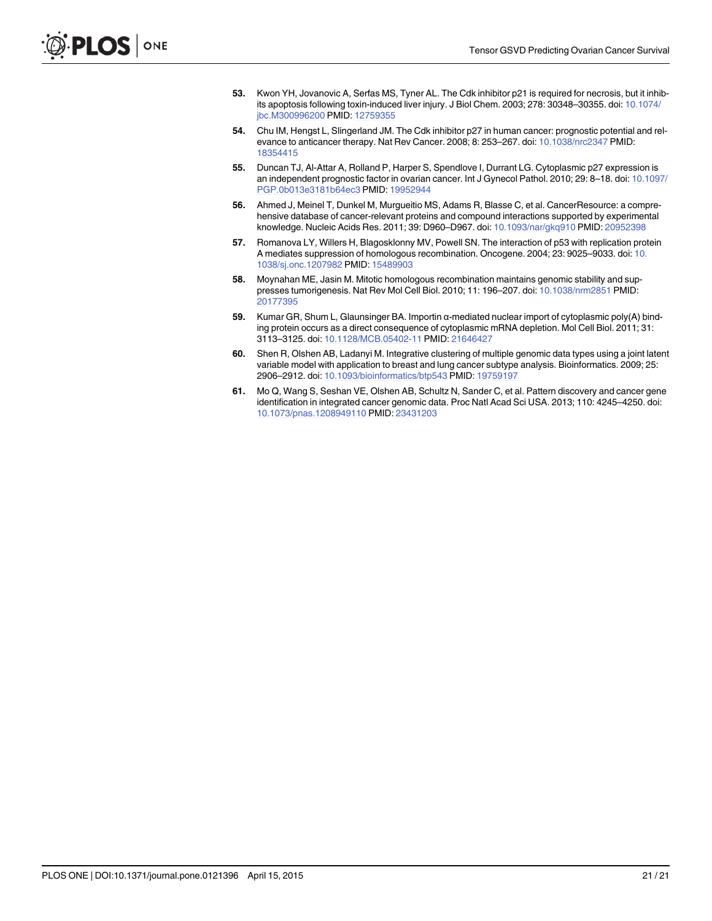53. Kwon YH, Jovanovic A, Serfas MS, Tyner AL. The Cdk inhibitor p21 is required for necrosis, but it inhibits apoptosis following toxin-induced liver injury. J Biol Chem. 2003; 278: 30348–30355. doi: 10.1074/jbc.M300996200 PMID: 12759355

54. Chu IM, Hengst L, Slingerland JM. The Cdk inhibitor p27 in human cancer: prognostic potential and relevance to anticancer therapy. Nat Rev Cancer. 2008; 8: 253–267. doi: 10.1038/nrc2347 PMID: 18354415

55. Duncan TJ, Al-Attar A, Rolland P, Harper S, Spendlove I, Durrant LG. Cytoplasmic p27 expression is an independent prognostic factor in ovarian cancer. Int J Gynecol Pathol. 2010; 29: 8–18. doi: 10.1097/PGP.0b013e3181b64ec3 PMID: 19952944

56. Ahmed J, Meinel T, Dunkel M, Murgueitio MS, Adams R, Blasse C, et al. CancerResource: a comprehensive database of cancer-relevant proteins and compound interactions supported by experimental knowledge. Nucleic Acids Res. 2011; 39: D960–D967. doi: 10.1093/nar/gkq910 PMID: 20952398

57. Romanova LY, Willers H, Blagosklonny MV, Powell SN. The interaction of p53 with replication protein A mediates suppression of homologous recombination. Oncogene. 2004; 23: 9025–9033. doi: 10.1038/sj.onc.1207982 PMID: 15489903

58. Moynahan ME, Jasin M. Mitotic homologous recombination maintains genomic stability and suppresses tumorigenesis. Nat Rev Mol Cell Biol. 2010; 11: 196–207. doi: 10.1038/nrm2851 PMID: 20177395

59. Kumar GR, Shum L, Glaunsinger BA. Importin α-mediated nuclear import of cytoplasmic poly(A) binding protein occurs as a direct consequence of cytoplasmic mRNA depletion. Mol Cell Biol. 2011; 31: 3113–3125. doi: 10.1128/MCB.05402-11 PMID: 21646427

60. Shen R, Olshen AB, Ladanyi M. Integrative clustering of multiple genomic data types using a joint latent variable model with application to breast and lung cancer subtype analysis. Bioinformatics. 2009; 25: 2906–2912. doi: 10.1093/bioinformatics/btp543 PMID: 19759197

61. Mo Q, Wang S, Seshan VE, Olshen AB, Schultz N, Sander C, et al. Pattern discovery and cancer gene identification in integrated cancer genomic data. Proc Natl Acad Sci USA. 2013; 110: 4245–4250. doi: 10.1073/pnas.1208949110 PMID: 23431203